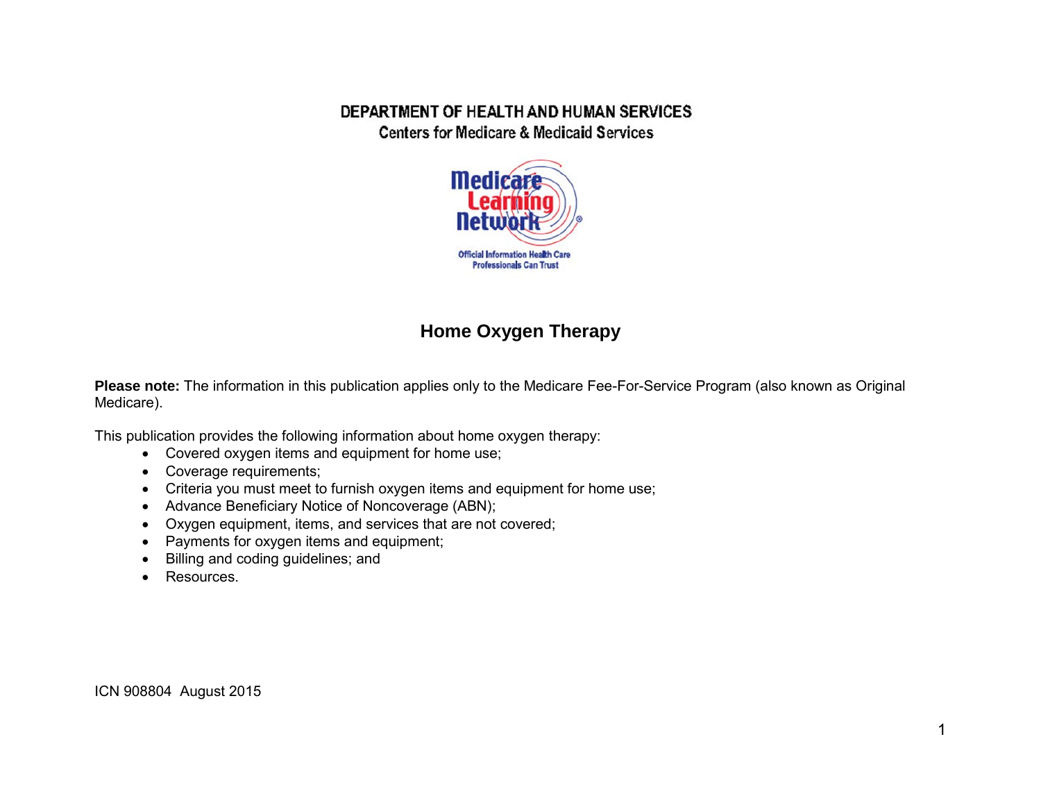DEPARTMENT OF HEALTH AND HUMAN SERVICES
Centers for Medicare & Medicaid Services

Medicare Learning Network

Official Information Health Care Professionals Can Trust

# Home Oxygen Therapy

**Please note:** The information in this publication applies only to the Medicare Fee-For-Service Program (also known as Original Medicare).

This publication provides the following information about home oxygen therapy:

- Covered oxygen items and equipment for home use;
- Coverage requirements;
- Criteria you must meet to furnish oxygen items and equipment for home use;
- Advance Beneficiary Notice of Noncoverage (ABN);
- Oxygen equipment, items, and services that are not covered;
- Payments for oxygen items and equipment;
- Billing and coding guidelines; and
- Resources.

ICN 908804 August 2015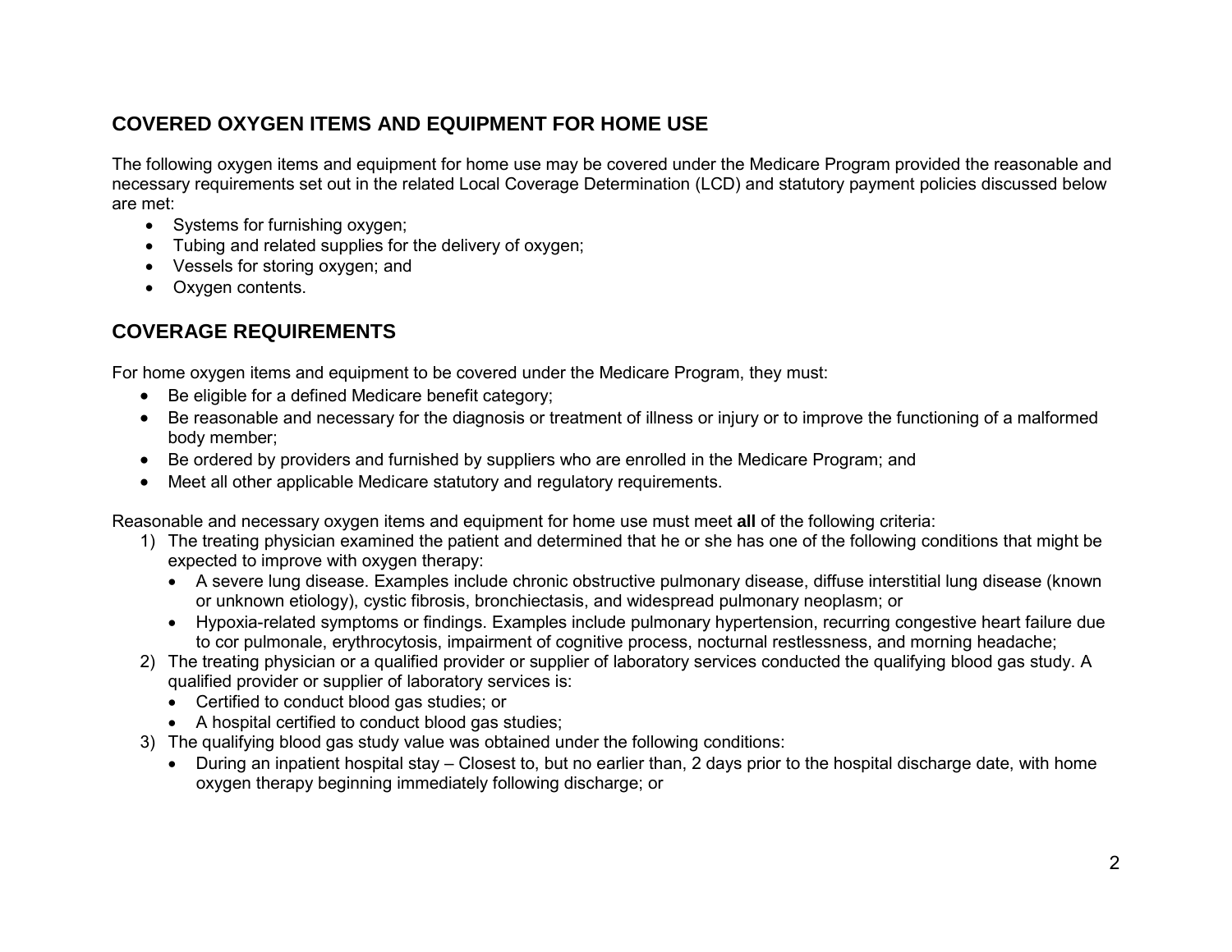## COVERED OXYGEN ITEMS AND EQUIPMENT FOR HOME USE

The following oxygen items and equipment for home use may be covered under the Medicare Program provided the reasonable and necessary requirements set out in the related Local Coverage Determination (LCD) and statutory payment policies discussed below are met:

- Systems for furnishing oxygen;
- Tubing and related supplies for the delivery of oxygen;
- Vessels for storing oxygen; and
- Oxygen contents.

## COVERAGE REQUIREMENTS

For home oxygen items and equipment to be covered under the Medicare Program, they must:

- Be eligible for a defined Medicare benefit category;
- Be reasonable and necessary for the diagnosis or treatment of illness or injury or to improve the functioning of a malformed body member;
- Be ordered by providers and furnished by suppliers who are enrolled in the Medicare Program; and
- Meet all other applicable Medicare statutory and regulatory requirements.

Reasonable and necessary oxygen items and equipment for home use must meet **all** of the following criteria:

1) The treating physician examined the patient and determined that he or she has one of the following conditions that might be expected to improve with oxygen therapy:
   - A severe lung disease. Examples include chronic obstructive pulmonary disease, diffuse interstitial lung disease (known or unknown etiology), cystic fibrosis, bronchiectasis, and widespread pulmonary neoplasm; or
   - Hypoxia-related symptoms or findings. Examples include pulmonary hypertension, recurring congestive heart failure due to cor pulmonale, erythrocytosis, impairment of cognitive process, nocturnal restlessness, and morning headache;
2) The treating physician or a qualified provider or supplier of laboratory services conducted the qualifying blood gas study. A qualified provider or supplier of laboratory services is:
   - Certified to conduct blood gas studies; or
   - A hospital certified to conduct blood gas studies;
3) The qualifying blood gas study value was obtained under the following conditions:
   - During an inpatient hospital stay – Closest to, but no earlier than, 2 days prior to the hospital discharge date, with home oxygen therapy beginning immediately following discharge; or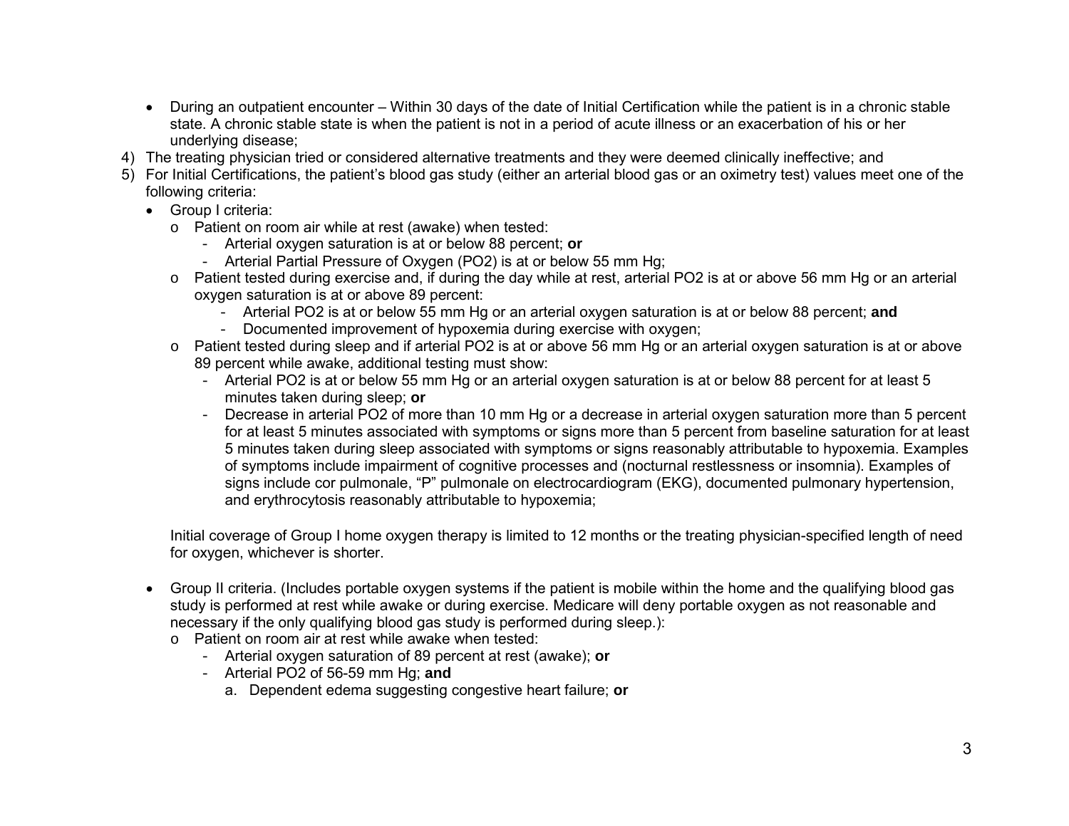- During an outpatient encounter – Within 30 days of the date of Initial Certification while the patient is in a chronic stable state. A chronic stable state is when the patient is not in a period of acute illness or an exacerbation of his or her underlying disease;

4) The treating physician tried or considered alternative treatments and they were deemed clinically ineffective; and
5) For Initial Certifications, the patient's blood gas study (either an arterial blood gas or an oximetry test) values meet one of the following criteria:
   - Group I criteria:
     - o Patient on room air while at rest (awake) when tested:
       - Arterial oxygen saturation is at or below 88 percent; **or**
       - Arterial Partial Pressure of Oxygen (PO2) is at or below 55 mm Hg;
     - o Patient tested during exercise and, if during the day while at rest, arterial PO2 is at or above 56 mm Hg or an arterial oxygen saturation is at or above 89 percent:
       - Arterial PO2 is at or below 55 mm Hg or an arterial oxygen saturation is at or below 88 percent; **and**
       - Documented improvement of hypoxemia during exercise with oxygen;
     - o Patient tested during sleep and if arterial PO2 is at or above 56 mm Hg or an arterial oxygen saturation is at or above 89 percent while awake, additional testing must show:
       - Arterial PO2 is at or below 55 mm Hg or an arterial oxygen saturation is at or below 88 percent for at least 5 minutes taken during sleep; **or**
       - Decrease in arterial PO2 of more than 10 mm Hg or a decrease in arterial oxygen saturation more than 5 percent for at least 5 minutes associated with symptoms or signs more than 5 percent from baseline saturation for at least 5 minutes taken during sleep associated with symptoms or signs reasonably attributable to hypoxemia. Examples of symptoms include impairment of cognitive processes and (nocturnal restlessness or insomnia). Examples of signs include cor pulmonale, "P" pulmonale on electrocardiogram (EKG), documented pulmonary hypertension, and erythrocytosis reasonably attributable to hypoxemia;

     Initial coverage of Group I home oxygen therapy is limited to 12 months or the treating physician-specified length of need for oxygen, whichever is shorter.

   - Group II criteria. (Includes portable oxygen systems if the patient is mobile within the home and the qualifying blood gas study is performed at rest while awake or during exercise. Medicare will deny portable oxygen as not reasonable and necessary if the only qualifying blood gas study is performed during sleep.):
     - o Patient on room air at rest while awake when tested:
       - Arterial oxygen saturation of 89 percent at rest (awake); **or**
       - Arterial PO2 of 56-59 mm Hg; **and**
         a. Dependent edema suggesting congestive heart failure; **or**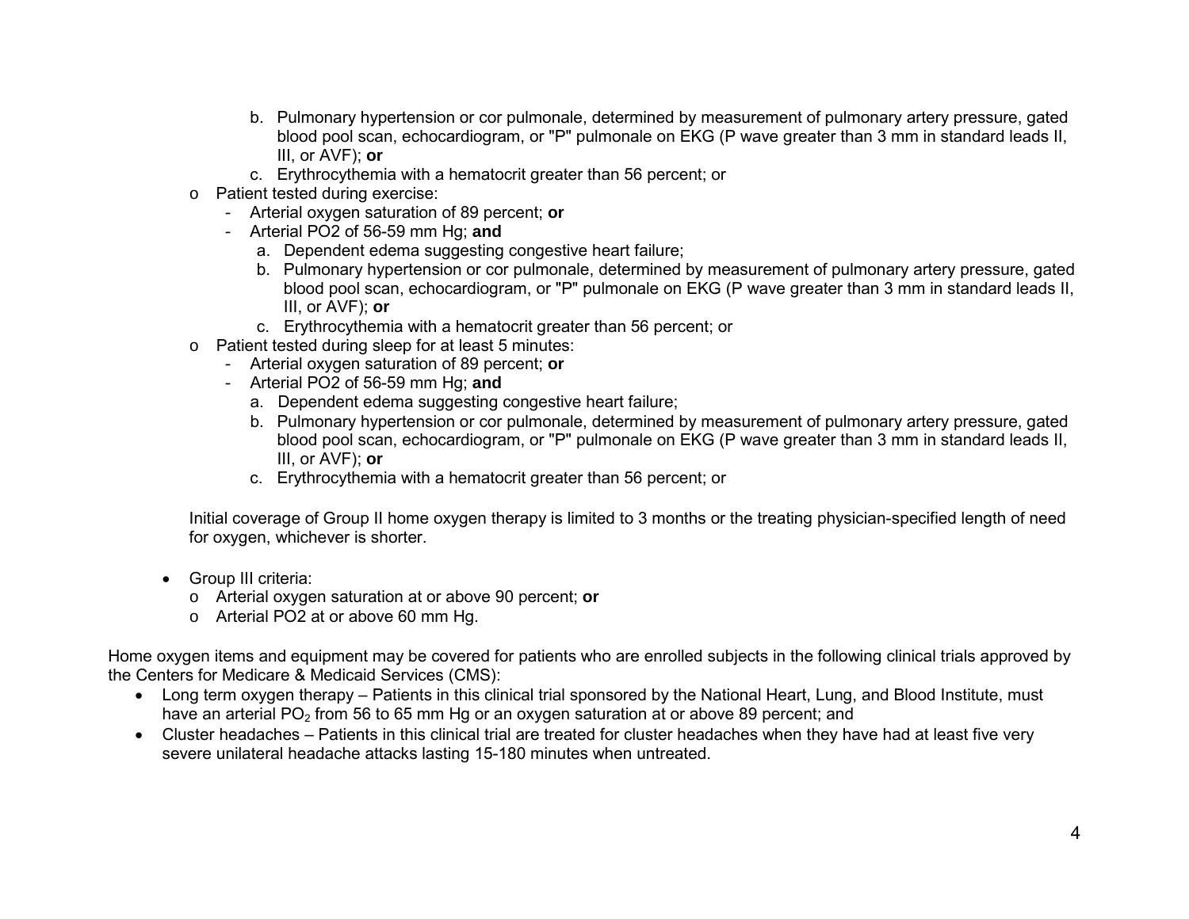b. Pulmonary hypertension or cor pulmonale, determined by measurement of pulmonary artery pressure, gated blood pool scan, echocardiogram, or "P" pulmonale on EKG (P wave greater than 3 mm in standard leads II, III, or AVF); **or**
   c. Erythrocythemia with a hematocrit greater than 56 percent; or

- Patient tested during exercise:
  - Arterial oxygen saturation of 89 percent; **or**
  - Arterial PO2 of 56-59 mm Hg; **and**
    a. Dependent edema suggesting congestive heart failure;
    b. Pulmonary hypertension or cor pulmonale, determined by measurement of pulmonary artery pressure, gated blood pool scan, echocardiogram, or "P" pulmonale on EKG (P wave greater than 3 mm in standard leads II, III, or AVF); **or**
    c. Erythrocythemia with a hematocrit greater than 56 percent; or
- Patient tested during sleep for at least 5 minutes:
  - Arterial oxygen saturation of 89 percent; **or**
  - Arterial PO2 of 56-59 mm Hg; **and**
    a. Dependent edema suggesting congestive heart failure;
    b. Pulmonary hypertension or cor pulmonale, determined by measurement of pulmonary artery pressure, gated blood pool scan, echocardiogram, or "P" pulmonale on EKG (P wave greater than 3 mm in standard leads II, III, or AVF); **or**
    c. Erythrocythemia with a hematocrit greater than 56 percent; or

Initial coverage of Group II home oxygen therapy is limited to 3 months or the treating physician-specified length of need for oxygen, whichever is shorter.

- Group III criteria:
  - Arterial oxygen saturation at or above 90 percent; **or**
  - Arterial PO2 at or above 60 mm Hg.

Home oxygen items and equipment may be covered for patients who are enrolled subjects in the following clinical trials approved by the Centers for Medicare & Medicaid Services (CMS):

- Long term oxygen therapy – Patients in this clinical trial sponsored by the National Heart, Lung, and Blood Institute, must have an arterial $PO_2$ from 56 to 65 mm Hg or an oxygen saturation at or above 89 percent; and
- Cluster headaches – Patients in this clinical trial are treated for cluster headaches when they have had at least five very severe unilateral headache attacks lasting 15-180 minutes when untreated.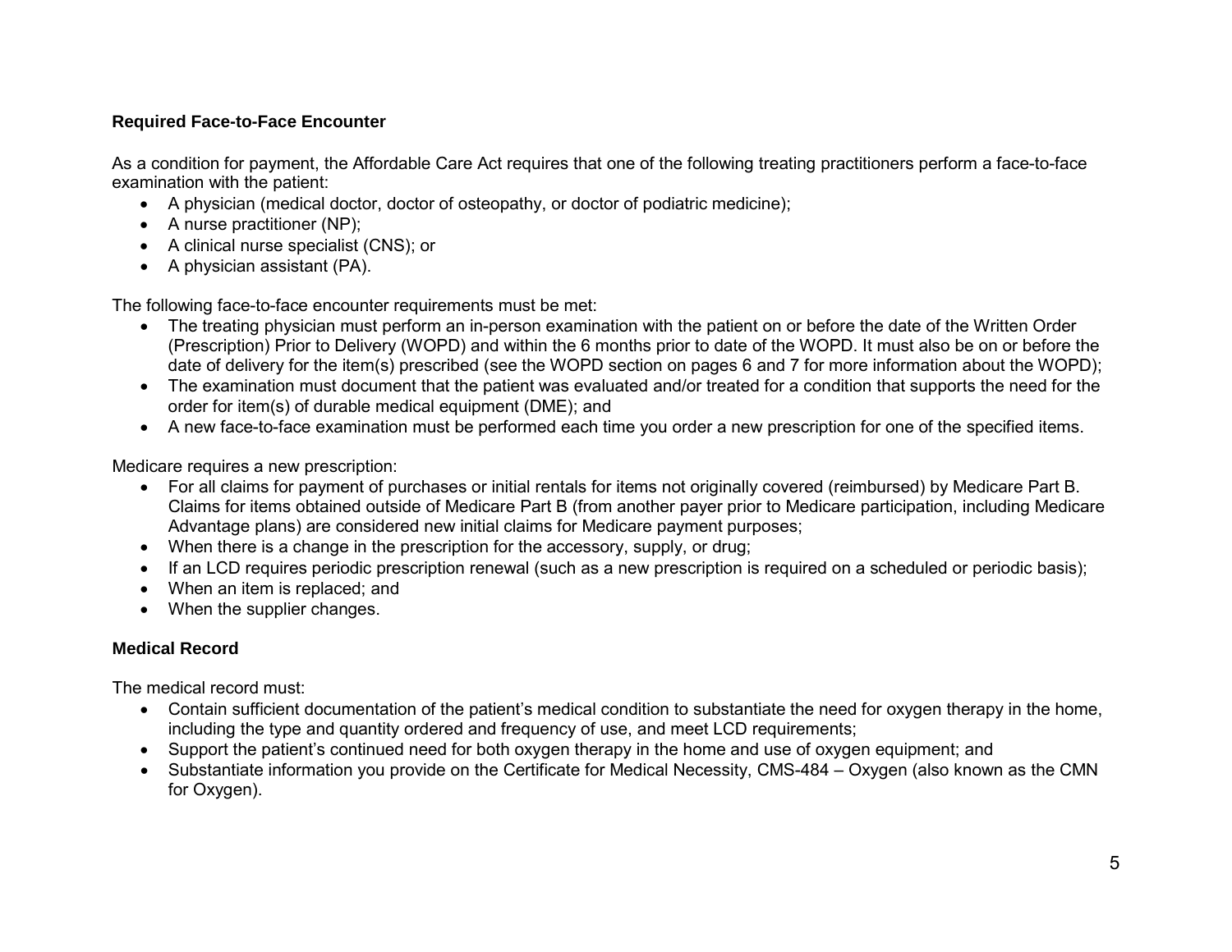### Required Face-to-Face Encounter

As a condition for payment, the Affordable Care Act requires that one of the following treating practitioners perform a face-to-face examination with the patient:

- A physician (medical doctor, doctor of osteopathy, or doctor of podiatric medicine);
- A nurse practitioner (NP);
- A clinical nurse specialist (CNS); or
- A physician assistant (PA).

The following face-to-face encounter requirements must be met:

- The treating physician must perform an in-person examination with the patient on or before the date of the Written Order (Prescription) Prior to Delivery (WOPD) and within the 6 months prior to date of the WOPD. It must also be on or before the date of delivery for the item(s) prescribed (see the WOPD section on pages 6 and 7 for more information about the WOPD);
- The examination must document that the patient was evaluated and/or treated for a condition that supports the need for the order for item(s) of durable medical equipment (DME); and
- A new face-to-face examination must be performed each time you order a new prescription for one of the specified items.

Medicare requires a new prescription:

- For all claims for payment of purchases or initial rentals for items not originally covered (reimbursed) by Medicare Part B. Claims for items obtained outside of Medicare Part B (from another payer prior to Medicare participation, including Medicare Advantage plans) are considered new initial claims for Medicare payment purposes;
- When there is a change in the prescription for the accessory, supply, or drug;
- If an LCD requires periodic prescription renewal (such as a new prescription is required on a scheduled or periodic basis);
- When an item is replaced; and
- When the supplier changes.

### Medical Record

The medical record must:

- Contain sufficient documentation of the patient's medical condition to substantiate the need for oxygen therapy in the home, including the type and quantity ordered and frequency of use, and meet LCD requirements;
- Support the patient's continued need for both oxygen therapy in the home and use of oxygen equipment; and
- Substantiate information you provide on the Certificate for Medical Necessity, CMS-484 – Oxygen (also known as the CMN for Oxygen).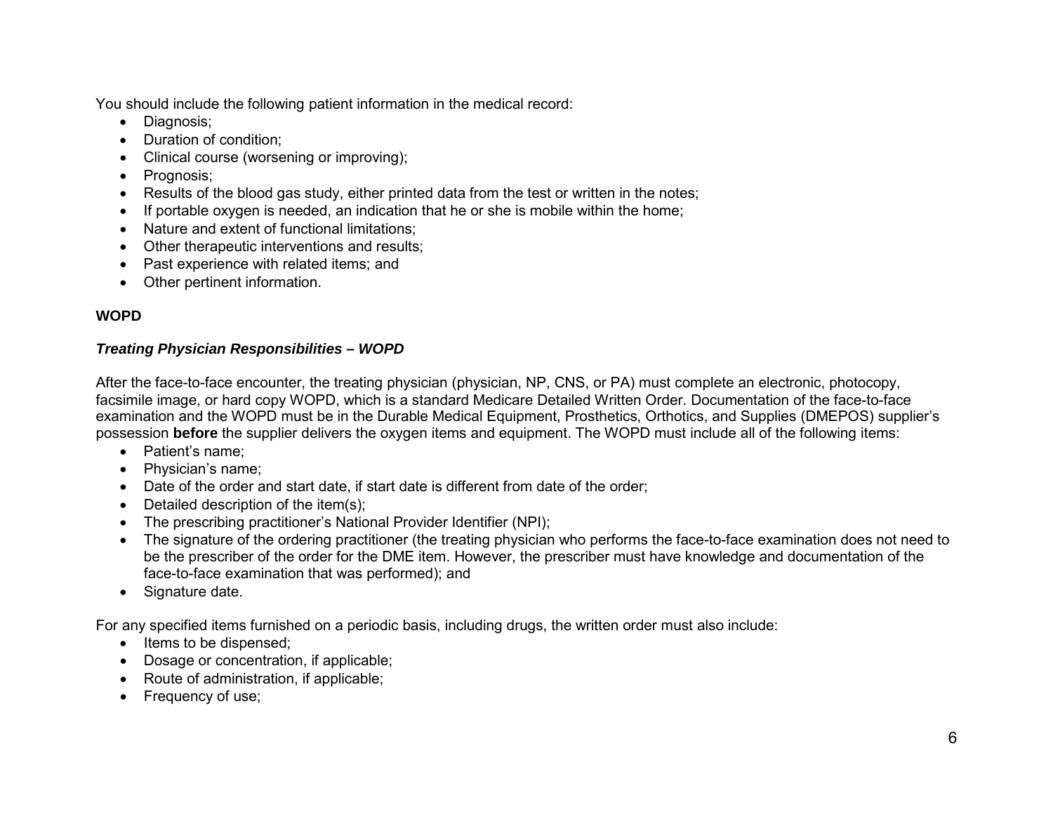You should include the following patient information in the medical record:

- Diagnosis;
- Duration of condition;
- Clinical course (worsening or improving);
- Prognosis;
- Results of the blood gas study, either printed data from the test or written in the notes;
- If portable oxygen is needed, an indication that he or she is mobile within the home;
- Nature and extent of functional limitations;
- Other therapeutic interventions and results;
- Past experience with related items; and
- Other pertinent information.

**WOPD**

***Treating Physician Responsibilities – WOPD***

After the face-to-face encounter, the treating physician (physician, NP, CNS, or PA) must complete an electronic, photocopy, facsimile image, or hard copy WOPD, which is a standard Medicare Detailed Written Order. Documentation of the face-to-face examination and the WOPD must be in the Durable Medical Equipment, Prosthetics, Orthotics, and Supplies (DMEPOS) supplier's possession **before** the supplier delivers the oxygen items and equipment. The WOPD must include all of the following items:

- Patient's name;
- Physician's name;
- Date of the order and start date, if start date is different from date of the order;
- Detailed description of the item(s);
- The prescribing practitioner's National Provider Identifier (NPI);
- The signature of the ordering practitioner (the treating physician who performs the face-to-face examination does not need to be the prescriber of the order for the DME item. However, the prescriber must have knowledge and documentation of the face-to-face examination that was performed); and
- Signature date.

For any specified items furnished on a periodic basis, including drugs, the written order must also include:

- Items to be dispensed;
- Dosage or concentration, if applicable;
- Route of administration, if applicable;
- Frequency of use;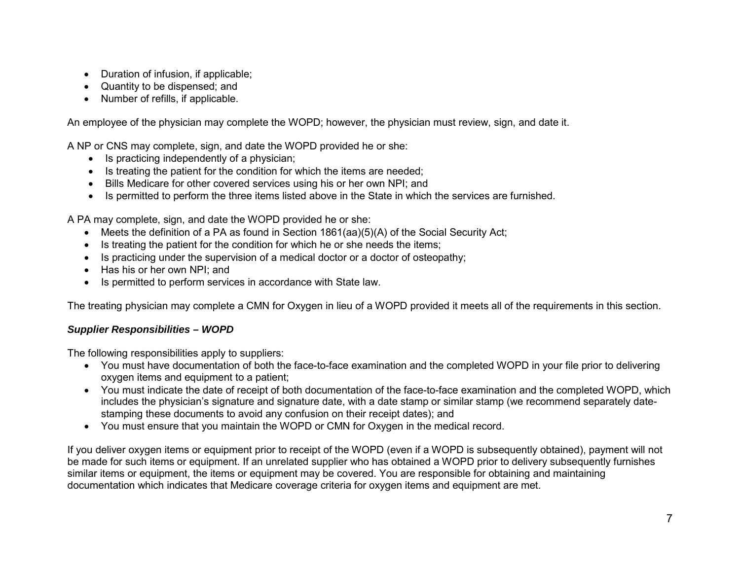- Duration of infusion, if applicable;
- Quantity to be dispensed; and
- Number of refills, if applicable.

An employee of the physician may complete the WOPD; however, the physician must review, sign, and date it.

A NP or CNS may complete, sign, and date the WOPD provided he or she:

- Is practicing independently of a physician;
- Is treating the patient for the condition for which the items are needed;
- Bills Medicare for other covered services using his or her own NPI; and
- Is permitted to perform the three items listed above in the State in which the services are furnished.

A PA may complete, sign, and date the WOPD provided he or she:

- Meets the definition of a PA as found in Section 1861(aa)(5)(A) of the Social Security Act;
- Is treating the patient for the condition for which he or she needs the items;
- Is practicing under the supervision of a medical doctor or a doctor of osteopathy;
- Has his or her own NPI; and
- Is permitted to perform services in accordance with State law.

The treating physician may complete a CMN for Oxygen in lieu of a WOPD provided it meets all of the requirements in this section.

***Supplier Responsibilities – WOPD***

The following responsibilities apply to suppliers:

- You must have documentation of both the face-to-face examination and the completed WOPD in your file prior to delivering oxygen items and equipment to a patient;
- You must indicate the date of receipt of both documentation of the face-to-face examination and the completed WOPD, which includes the physician's signature and signature date, with a date stamp or similar stamp (we recommend separately date-stamping these documents to avoid any confusion on their receipt dates); and
- You must ensure that you maintain the WOPD or CMN for Oxygen in the medical record.

If you deliver oxygen items or equipment prior to receipt of the WOPD (even if a WOPD is subsequently obtained), payment will not be made for such items or equipment. If an unrelated supplier who has obtained a WOPD prior to delivery subsequently furnishes similar items or equipment, the items or equipment may be covered. You are responsible for obtaining and maintaining documentation which indicates that Medicare coverage criteria for oxygen items and equipment are met.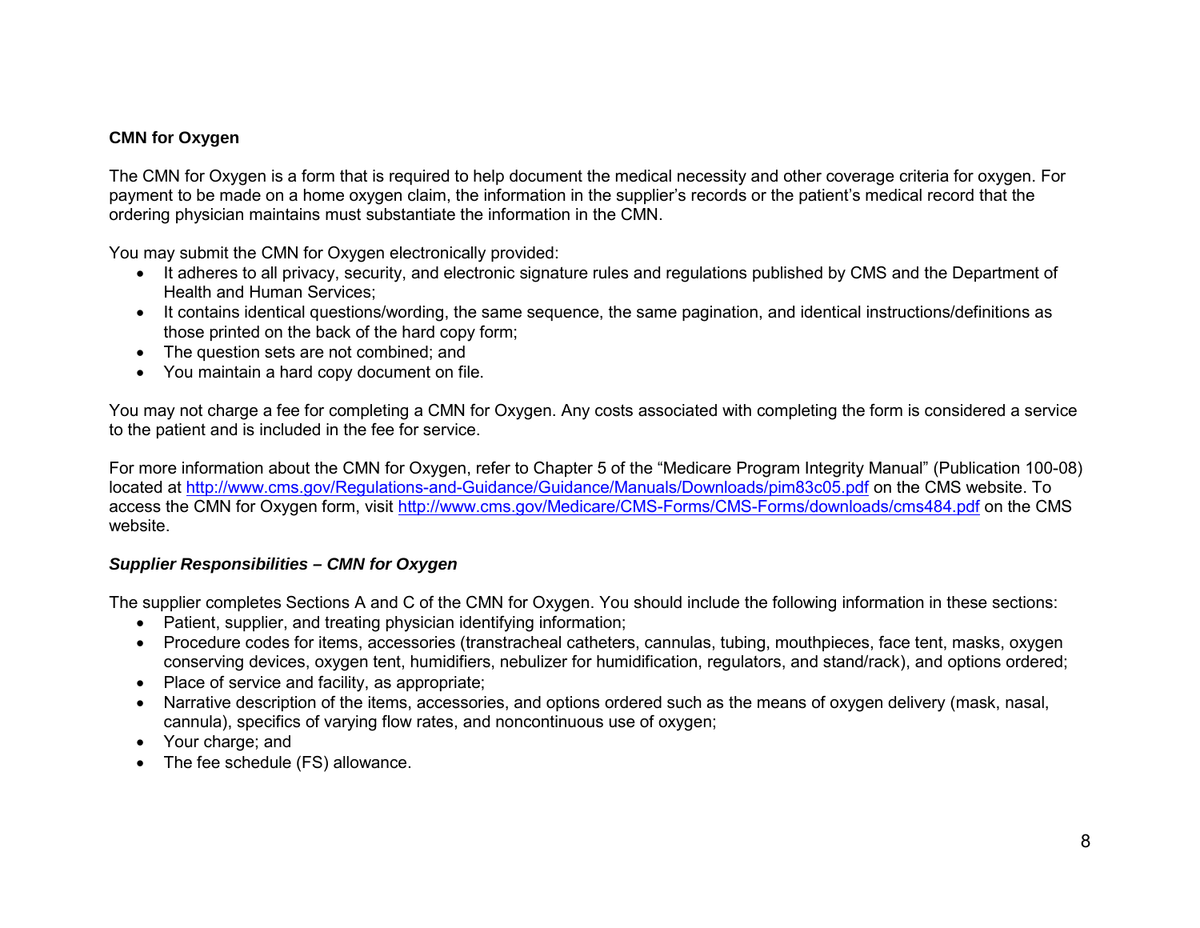## CMN for Oxygen

The CMN for Oxygen is a form that is required to help document the medical necessity and other coverage criteria for oxygen. For payment to be made on a home oxygen claim, the information in the supplier's records or the patient's medical record that the ordering physician maintains must substantiate the information in the CMN.

You may submit the CMN for Oxygen electronically provided:

- It adheres to all privacy, security, and electronic signature rules and regulations published by CMS and the Department of Health and Human Services;
- It contains identical questions/wording, the same sequence, the same pagination, and identical instructions/definitions as those printed on the back of the hard copy form;
- The question sets are not combined; and
- You maintain a hard copy document on file.

You may not charge a fee for completing a CMN for Oxygen. Any costs associated with completing the form is considered a service to the patient and is included in the fee for service.

For more information about the CMN for Oxygen, refer to Chapter 5 of the "Medicare Program Integrity Manual" (Publication 100-08) located at http://www.cms.gov/Regulations-and-Guidance/Guidance/Manuals/Downloads/pim83c05.pdf on the CMS website. To access the CMN for Oxygen form, visit http://www.cms.gov/Medicare/CMS-Forms/CMS-Forms/downloads/cms484.pdf on the CMS website.

### *Supplier Responsibilities – CMN for Oxygen*

The supplier completes Sections A and C of the CMN for Oxygen. You should include the following information in these sections:

- Patient, supplier, and treating physician identifying information;
- Procedure codes for items, accessories (transtracheal catheters, cannulas, tubing, mouthpieces, face tent, masks, oxygen conserving devices, oxygen tent, humidifiers, nebulizer for humidification, regulators, and stand/rack), and options ordered;
- Place of service and facility, as appropriate;
- Narrative description of the items, accessories, and options ordered such as the means of oxygen delivery (mask, nasal, cannula), specifics of varying flow rates, and noncontinuous use of oxygen;
- Your charge; and
- The fee schedule (FS) allowance.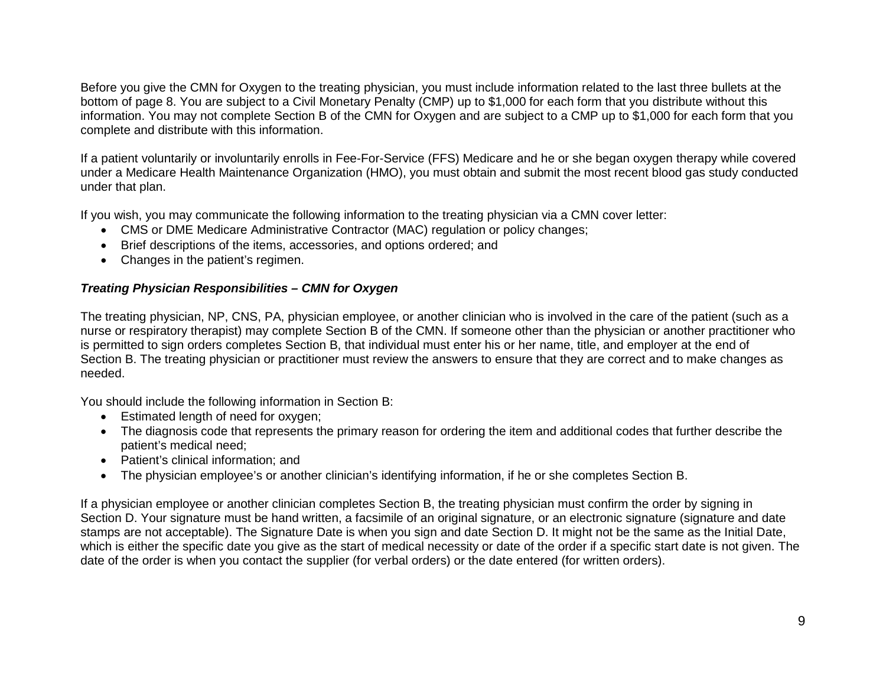Before you give the CMN for Oxygen to the treating physician, you must include information related to the last three bullets at the bottom of page 8. You are subject to a Civil Monetary Penalty (CMP) up to $1,000 for each form that you distribute without this information. You may not complete Section B of the CMN for Oxygen and are subject to a CMP up to $1,000 for each form that you complete and distribute with this information.

If a patient voluntarily or involuntarily enrolls in Fee-For-Service (FFS) Medicare and he or she began oxygen therapy while covered under a Medicare Health Maintenance Organization (HMO), you must obtain and submit the most recent blood gas study conducted under that plan.

If you wish, you may communicate the following information to the treating physician via a CMN cover letter:

- CMS or DME Medicare Administrative Contractor (MAC) regulation or policy changes;
- Brief descriptions of the items, accessories, and options ordered; and
- Changes in the patient's regimen.

***Treating Physician Responsibilities – CMN for Oxygen***

The treating physician, NP, CNS, PA, physician employee, or another clinician who is involved in the care of the patient (such as a nurse or respiratory therapist) may complete Section B of the CMN. If someone other than the physician or another practitioner who is permitted to sign orders completes Section B, that individual must enter his or her name, title, and employer at the end of Section B. The treating physician or practitioner must review the answers to ensure that they are correct and to make changes as needed.

You should include the following information in Section B:

- Estimated length of need for oxygen;
- The diagnosis code that represents the primary reason for ordering the item and additional codes that further describe the patient's medical need;
- Patient's clinical information; and
- The physician employee's or another clinician's identifying information, if he or she completes Section B.

If a physician employee or another clinician completes Section B, the treating physician must confirm the order by signing in Section D. Your signature must be hand written, a facsimile of an original signature, or an electronic signature (signature and date stamps are not acceptable). The Signature Date is when you sign and date Section D. It might not be the same as the Initial Date, which is either the specific date you give as the start of medical necessity or date of the order if a specific start date is not given. The date of the order is when you contact the supplier (for verbal orders) or the date entered (for written orders).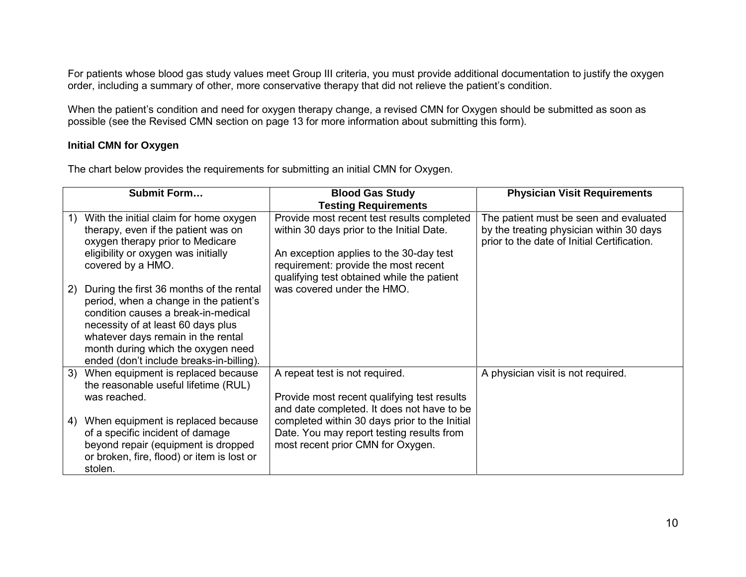For patients whose blood gas study values meet Group III criteria, you must provide additional documentation to justify the oxygen order, including a summary of other, more conservative therapy that did not relieve the patient's condition.

When the patient's condition and need for oxygen therapy change, a revised CMN for Oxygen should be submitted as soon as possible (see the Revised CMN section on page 13 for more information about submitting this form).

**Initial CMN for Oxygen**

The chart below provides the requirements for submitting an initial CMN for Oxygen.

| Submit Form… | Blood Gas Study Testing Requirements | Physician Visit Requirements |
|---|---|---|
| 1) With the initial claim for home oxygen therapy, even if the patient was on oxygen therapy prior to Medicare eligibility or oxygen was initially covered by a HMO.<br><br>2) During the first 36 months of the rental period, when a change in the patient's condition causes a break-in-medical necessity of at least 60 days plus whatever days remain in the rental month during which the oxygen need ended (don't include breaks-in-billing). | Provide most recent test results completed within 30 days prior to the Initial Date.<br><br>An exception applies to the 30-day test requirement: provide the most recent qualifying test obtained while the patient was covered under the HMO. | The patient must be seen and evaluated by the treating physician within 30 days prior to the date of Initial Certification. |
| 3) When equipment is replaced because the reasonable useful lifetime (RUL) was reached.<br><br>4) When equipment is replaced because of a specific incident of damage beyond repair (equipment is dropped or broken, fire, flood) or item is lost or stolen. | A repeat test is not required.<br><br>Provide most recent qualifying test results and date completed. It does not have to be completed within 30 days prior to the Initial Date. You may report testing results from most recent prior CMN for Oxygen. | A physician visit is not required. |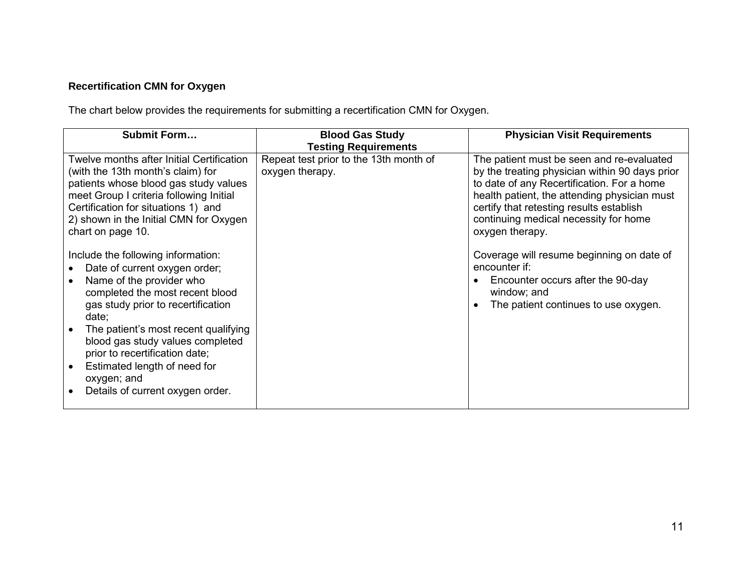**Recertification CMN for Oxygen**

The chart below provides the requirements for submitting a recertification CMN for Oxygen.

| Submit Form… | Blood Gas Study Testing Requirements | Physician Visit Requirements |
|---|---|---|
| Twelve months after Initial Certification (with the 13th month's claim) for patients whose blood gas study values meet Group I criteria following Initial Certification for situations 1) and 2) shown in the Initial CMN for Oxygen chart on page 10.<br><br>Include the following information:<br>• Date of current oxygen order;<br>• Name of the provider who completed the most recent blood gas study prior to recertification date;<br>• The patient's most recent qualifying blood gas study values completed prior to recertification date;<br>• Estimated length of need for oxygen; and<br>• Details of current oxygen order. | Repeat test prior to the 13th month of oxygen therapy. | The patient must be seen and re-evaluated by the treating physician within 90 days prior to date of any Recertification. For a home health patient, the attending physician must certify that retesting results establish continuing medical necessity for home oxygen therapy.<br><br>Coverage will resume beginning on date of encounter if:<br>• Encounter occurs after the 90-day window; and<br>• The patient continues to use oxygen. |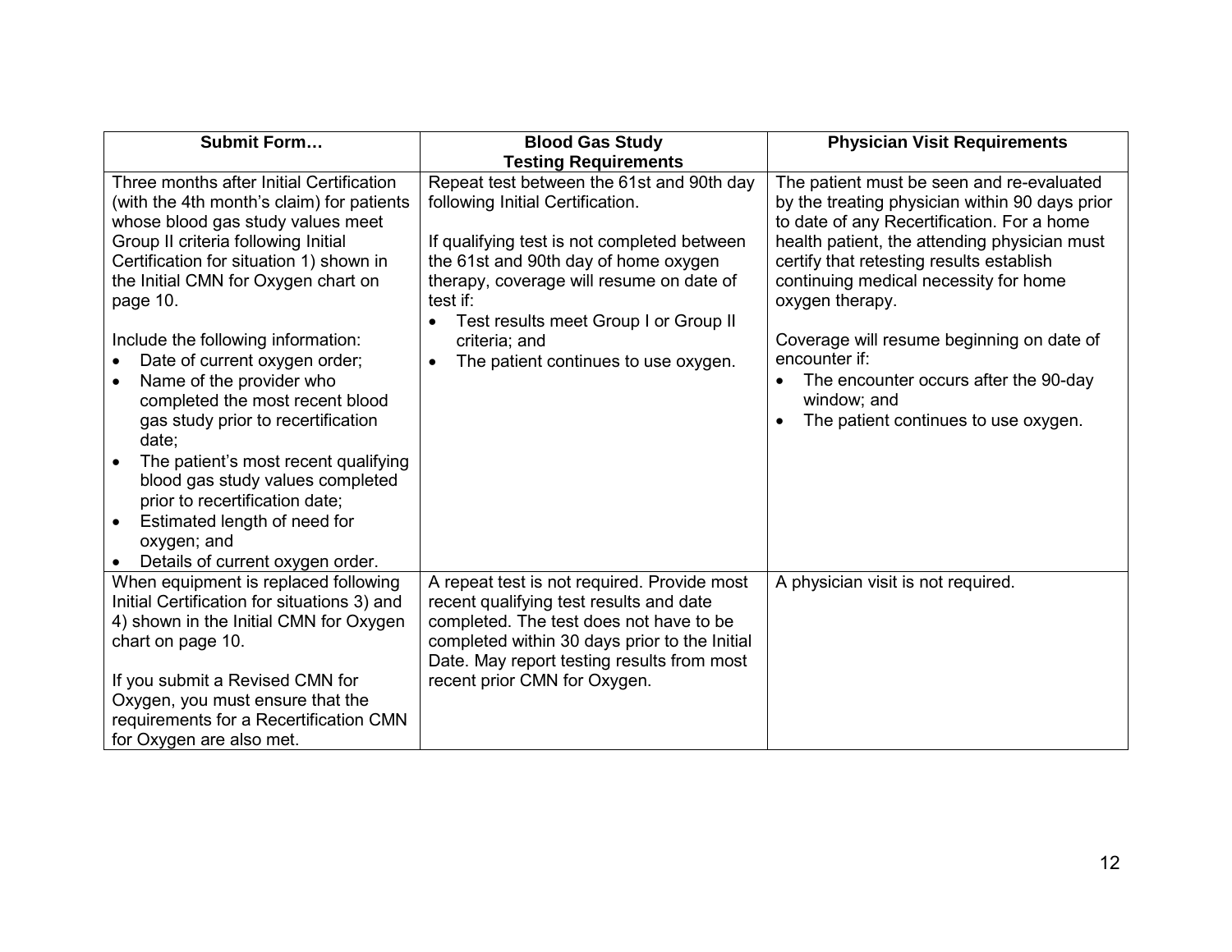| Submit Form… | Blood Gas Study Testing Requirements | Physician Visit Requirements |
| --- | --- | --- |
| Three months after Initial Certification (with the 4th month's claim) for patients whose blood gas study values meet Group II criteria following Initial Certification for situation 1) shown in the Initial CMN for Oxygen chart on page 10.<br><br>Include the following information:<br>• Date of current oxygen order;<br>• Name of the provider who completed the most recent blood gas study prior to recertification date;<br>• The patient's most recent qualifying blood gas study values completed prior to recertification date;<br>• Estimated length of need for oxygen; and<br>• Details of current oxygen order. | Repeat test between the 61st and 90th day following Initial Certification.<br><br>If qualifying test is not completed between the 61st and 90th day of home oxygen therapy, coverage will resume on date of test if:<br>• Test results meet Group I or Group II criteria; and<br>• The patient continues to use oxygen. | The patient must be seen and re-evaluated by the treating physician within 90 days prior to date of any Recertification. For a home health patient, the attending physician must certify that retesting results establish continuing medical necessity for home oxygen therapy.<br><br>Coverage will resume beginning on date of encounter if:<br>• The encounter occurs after the 90-day window; and<br>• The patient continues to use oxygen. |
| When equipment is replaced following Initial Certification for situations 3) and 4) shown in the Initial CMN for Oxygen chart on page 10.<br><br>If you submit a Revised CMN for Oxygen, you must ensure that the requirements for a Recertification CMN for Oxygen are also met. | A repeat test is not required. Provide most recent qualifying test results and date completed. The test does not have to be completed within 30 days prior to the Initial Date. May report testing results from most recent prior CMN for Oxygen. | A physician visit is not required. |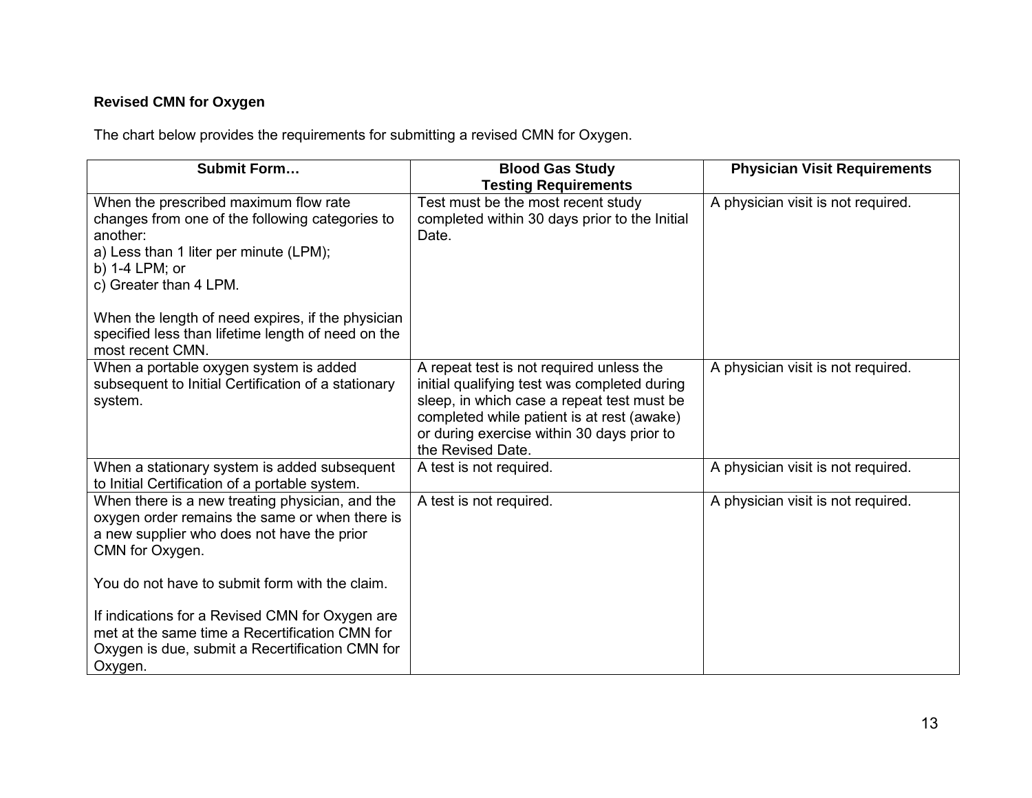### Revised CMN for Oxygen

The chart below provides the requirements for submitting a revised CMN for Oxygen.

| Submit Form… | Blood Gas Study Testing Requirements | Physician Visit Requirements |
|---|---|---|
| When the prescribed maximum flow rate changes from one of the following categories to another:<br>a) Less than 1 liter per minute (LPM);<br>b) 1-4 LPM; or<br>c) Greater than 4 LPM.<br><br>When the length of need expires, if the physician specified less than lifetime length of need on the most recent CMN. | Test must be the most recent study completed within 30 days prior to the Initial Date. | A physician visit is not required. |
| When a portable oxygen system is added subsequent to Initial Certification of a stationary system. | A repeat test is not required unless the initial qualifying test was completed during sleep, in which case a repeat test must be completed while patient is at rest (awake) or during exercise within 30 days prior to the Revised Date. | A physician visit is not required. |
| When a stationary system is added subsequent to Initial Certification of a portable system. | A test is not required. | A physician visit is not required. |
| When there is a new treating physician, and the oxygen order remains the same or when there is a new supplier who does not have the prior CMN for Oxygen.<br><br>You do not have to submit form with the claim.<br><br>If indications for a Revised CMN for Oxygen are met at the same time a Recertification CMN for Oxygen is due, submit a Recertification CMN for Oxygen. | A test is not required. | A physician visit is not required. |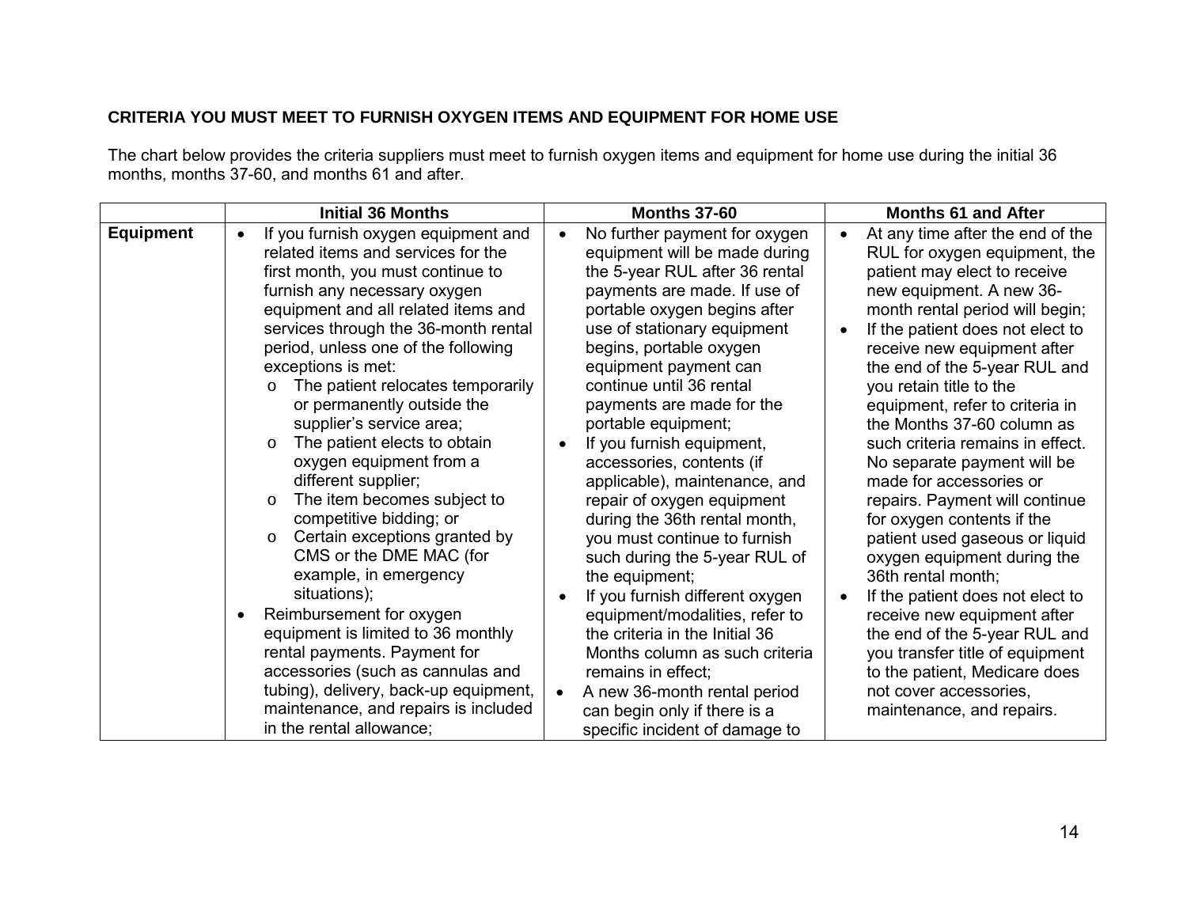**CRITERIA YOU MUST MEET TO FURNISH OXYGEN ITEMS AND EQUIPMENT FOR HOME USE**

The chart below provides the criteria suppliers must meet to furnish oxygen items and equipment for home use during the initial 36 months, months 37-60, and months 61 and after.

| | Initial 36 Months | Months 37-60 | Months 61 and After |
|---|---|---|---|
| **Equipment** | • If you furnish oxygen equipment and related items and services for the first month, you must continue to furnish any necessary oxygen equipment and all related items and services through the 36-month rental period, unless one of the following exceptions is met:<br>o The patient relocates temporarily or permanently outside the supplier's service area;<br>o The patient elects to obtain oxygen equipment from a different supplier;<br>o The item becomes subject to competitive bidding; or<br>o Certain exceptions granted by CMS or the DME MAC (for example, in emergency situations);<br>• Reimbursement for oxygen equipment is limited to 36 monthly rental payments. Payment for accessories (such as cannulas and tubing), delivery, back-up equipment, maintenance, and repairs is included in the rental allowance; | • No further payment for oxygen equipment will be made during the 5-year RUL after 36 rental payments are made. If use of portable oxygen begins after use of stationary equipment begins, portable oxygen equipment payment can continue until 36 rental payments are made for the portable equipment;<br>• If you furnish equipment, accessories, contents (if applicable), maintenance, and repair of oxygen equipment during the 36th rental month, you must continue to furnish such during the 5-year RUL of the equipment;<br>• If you furnish different oxygen equipment/modalities, refer to the criteria in the Initial 36 Months column as such criteria remains in effect;<br>• A new 36-month rental period can begin only if there is a specific incident of damage to | • At any time after the end of the RUL for oxygen equipment, the patient may elect to receive new equipment. A new 36-month rental period will begin;<br>• If the patient does not elect to receive new equipment after the end of the 5-year RUL and you retain title to the equipment, refer to criteria in the Months 37-60 column as such criteria remains in effect. No separate payment will be made for accessories or repairs. Payment will continue for oxygen contents if the patient used gaseous or liquid oxygen equipment during the 36th rental month;<br>• If the patient does not elect to receive new equipment after the end of the 5-year RUL and you transfer title of equipment to the patient, Medicare does not cover accessories, maintenance, and repairs. |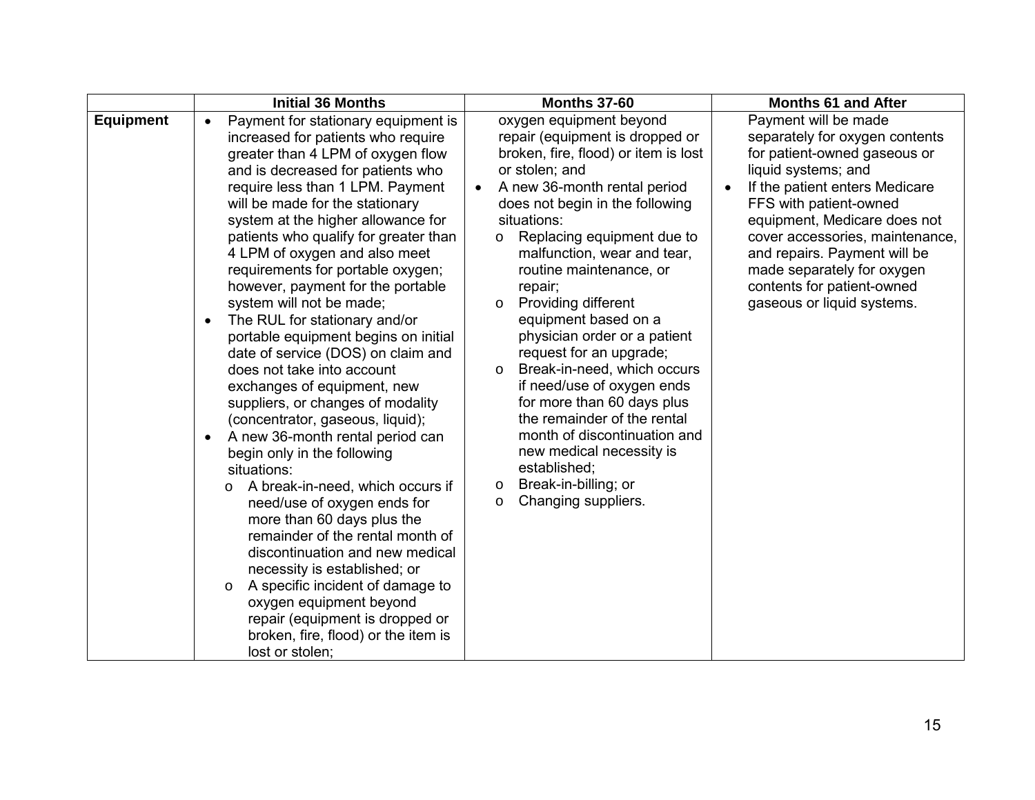| | Initial 36 Months | Months 37-60 | Months 61 and After |
|---|---|---|---|
| **Equipment** | • Payment for stationary equipment is increased for patients who require greater than 4 LPM of oxygen flow and is decreased for patients who require less than 1 LPM. Payment will be made for the stationary system at the higher allowance for patients who qualify for greater than 4 LPM of oxygen and also meet requirements for portable oxygen; however, payment for the portable system will not be made;<br>• The RUL for stationary and/or portable equipment begins on initial date of service (DOS) on claim and does not take into account exchanges of equipment, new suppliers, or changes of modality (concentrator, gaseous, liquid);<br>• A new 36-month rental period can begin only in the following situations:<br>o A break-in-need, which occurs if need/use of oxygen ends for more than 60 days plus the remainder of the rental month of discontinuation and new medical necessity is established; or<br>o A specific incident of damage to oxygen equipment beyond repair (equipment is dropped or broken, fire, flood) or the item is lost or stolen; | oxygen equipment beyond repair (equipment is dropped or broken, fire, flood) or item is lost or stolen; and<br>• A new 36-month rental period does not begin in the following situations:<br>o Replacing equipment due to malfunction, wear and tear, routine maintenance, or repair;<br>o Providing different equipment based on a physician order or a patient request for an upgrade;<br>o Break-in-need, which occurs if need/use of oxygen ends for more than 60 days plus the remainder of the rental month of discontinuation and new medical necessity is established;<br>o Break-in-billing; or<br>o Changing suppliers. | Payment will be made separately for oxygen contents for patient-owned gaseous or liquid systems; and<br>• If the patient enters Medicare FFS with patient-owned equipment, Medicare does not cover accessories, maintenance, and repairs. Payment will be made separately for oxygen contents for patient-owned gaseous or liquid systems. |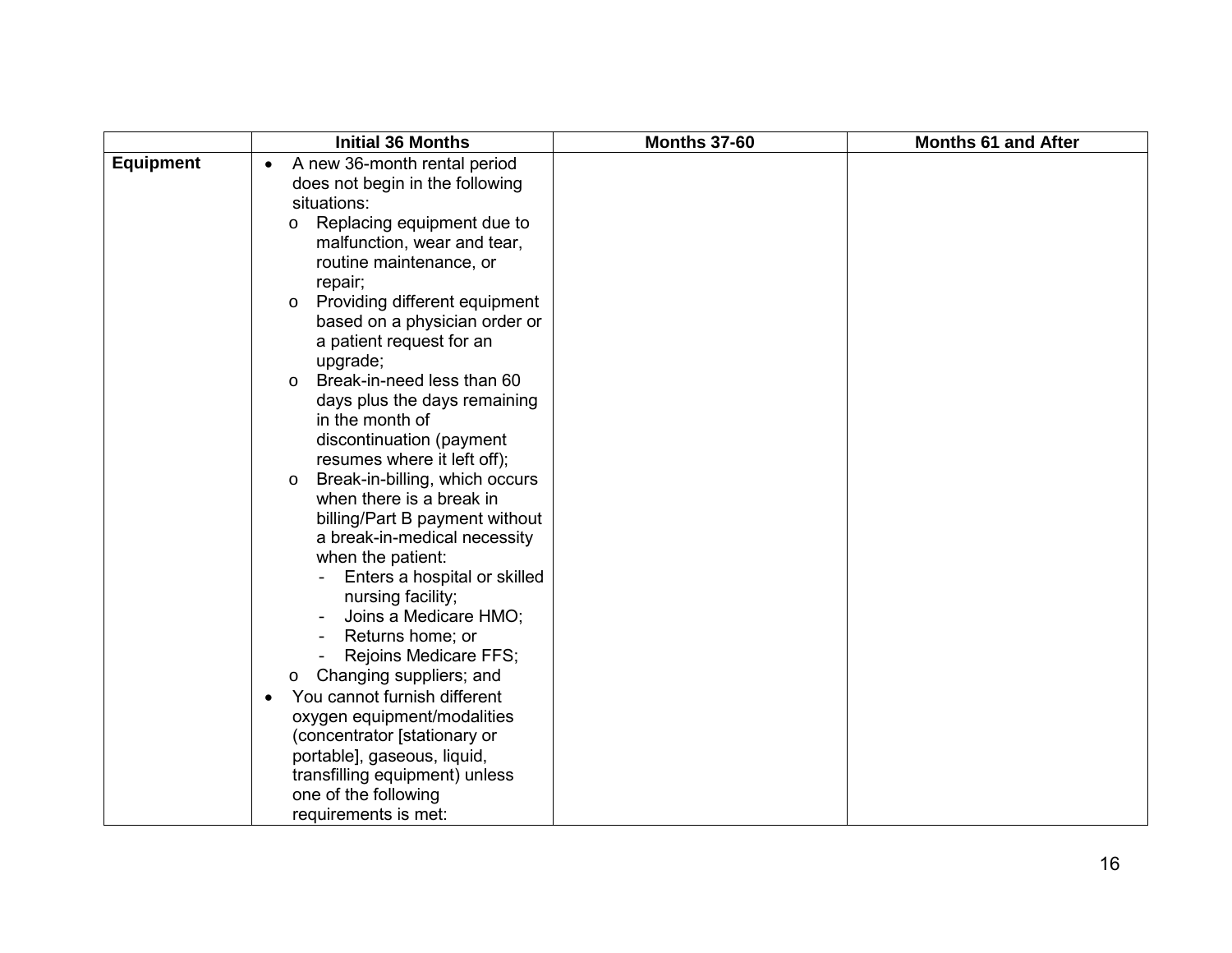| | Initial 36 Months | Months 37-60 | Months 61 and After |
|---|---|---|---|
| **Equipment** | • A new 36-month rental period does not begin in the following situations:<br>  o Replacing equipment due to malfunction, wear and tear, routine maintenance, or repair;<br>  o Providing different equipment based on a physician order or a patient request for an upgrade;<br>  o Break-in-need less than 60 days plus the days remaining in the month of discontinuation (payment resumes where it left off);<br>  o Break-in-billing, which occurs when there is a break in billing/Part B payment without a break-in-medical necessity when the patient:<br>    - Enters a hospital or skilled nursing facility;<br>    - Joins a Medicare HMO;<br>    - Returns home; or<br>    - Rejoins Medicare FFS;<br>  o Changing suppliers; and<br>• You cannot furnish different oxygen equipment/modalities (concentrator [stationary or portable], gaseous, liquid, transfilling equipment) unless one of the following requirements is met: | | |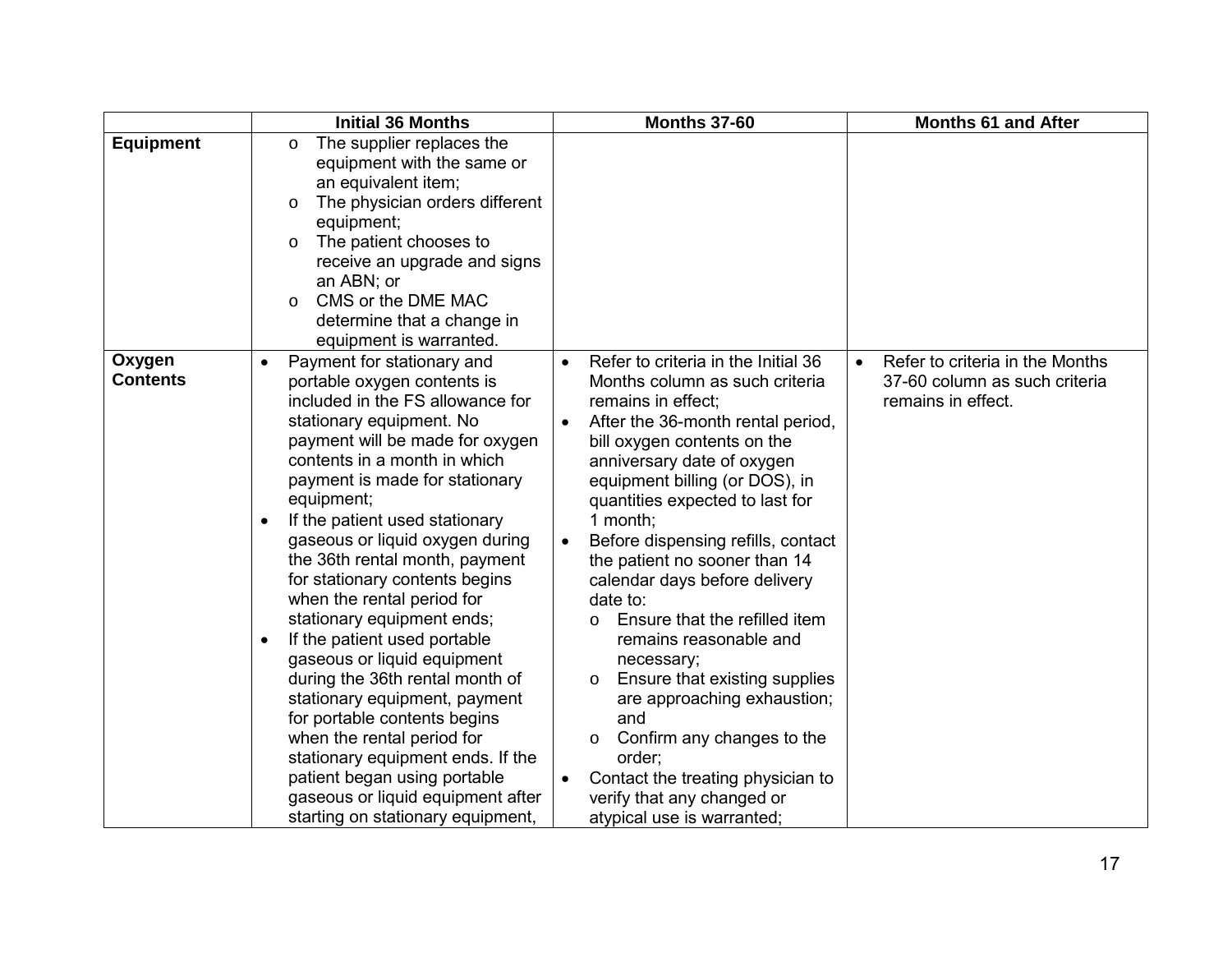| | Initial 36 Months | Months 37-60 | Months 61 and After |
|---|---|---|---|
| **Equipment** | o The supplier replaces the equipment with the same or an equivalent item;<br>o The physician orders different equipment;<br>o The patient chooses to receive an upgrade and signs an ABN; or<br>o CMS or the DME MAC determine that a change in equipment is warranted. | | |
| **Oxygen Contents** | • Payment for stationary and portable oxygen contents is included in the FS allowance for stationary equipment. No payment will be made for oxygen contents in a month in which payment is made for stationary equipment;<br>• If the patient used stationary gaseous or liquid oxygen during the 36th rental month, payment for stationary contents begins when the rental period for stationary equipment ends;<br>• If the patient used portable gaseous or liquid equipment during the 36th rental month of stationary equipment, payment for portable contents begins when the rental period for stationary equipment ends. If the patient began using portable gaseous or liquid equipment after starting on stationary equipment, | • Refer to criteria in the Initial 36 Months column as such criteria remains in effect;<br>• After the 36-month rental period, bill oxygen contents on the anniversary date of oxygen equipment billing (or DOS), in quantities expected to last for 1 month;<br>• Before dispensing refills, contact the patient no sooner than 14 calendar days before delivery date to:<br>o Ensure that the refilled item remains reasonable and necessary;<br>o Ensure that existing supplies are approaching exhaustion; and<br>o Confirm any changes to the order;<br>• Contact the treating physician to verify that any changed or atypical use is warranted; | • Refer to criteria in the Months 37-60 column as such criteria remains in effect. |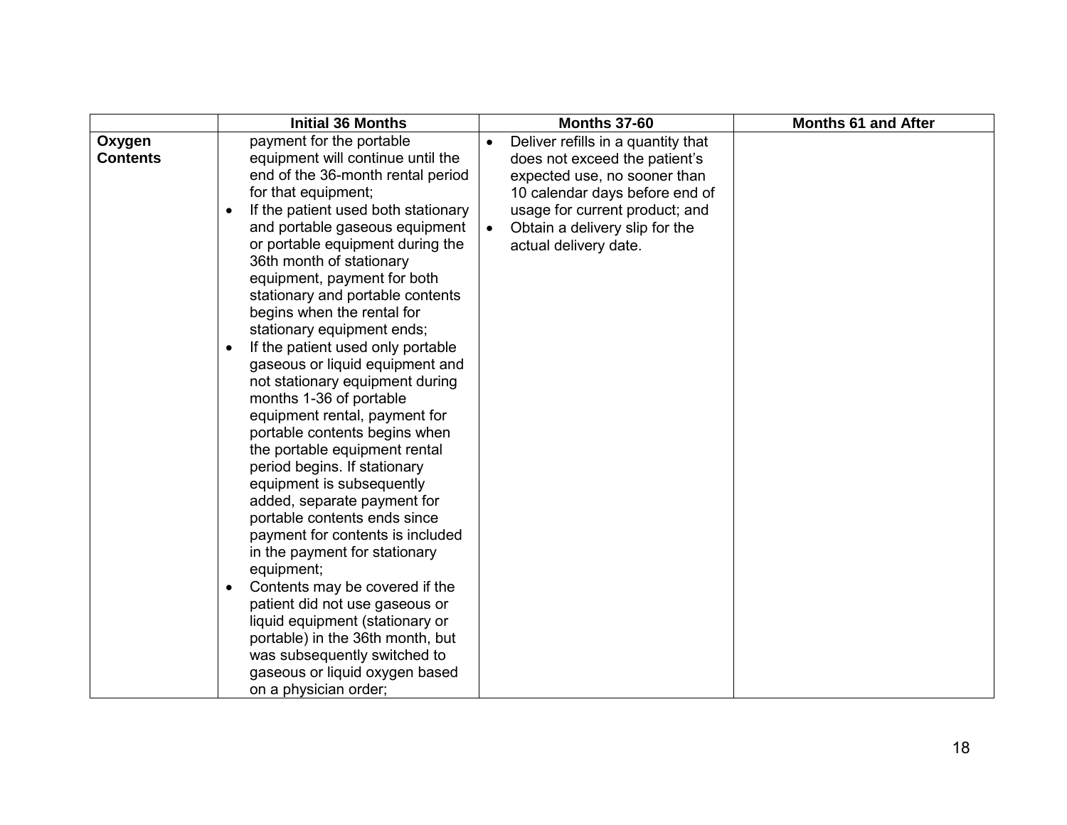| | Initial 36 Months | Months 37-60 | Months 61 and After |
|---|---|---|---|
| **Oxygen Contents** | payment for the portable equipment will continue until the end of the 36-month rental period for that equipment;<br>• If the patient used both stationary and portable gaseous equipment or portable equipment during the 36th month of stationary equipment, payment for both stationary and portable contents begins when the rental for stationary equipment ends;<br>• If the patient used only portable gaseous or liquid equipment and not stationary equipment during months 1-36 of portable equipment rental, payment for portable contents begins when the portable equipment rental period begins. If stationary equipment is subsequently added, separate payment for portable contents ends since payment for contents is included in the payment for stationary equipment;<br>• Contents may be covered if the patient did not use gaseous or liquid equipment (stationary or portable) in the 36th month, but was subsequently switched to gaseous or liquid oxygen based on a physician order; | • Deliver refills in a quantity that does not exceed the patient's expected use, no sooner than 10 calendar days before end of usage for current product; and<br>• Obtain a delivery slip for the actual delivery date. | |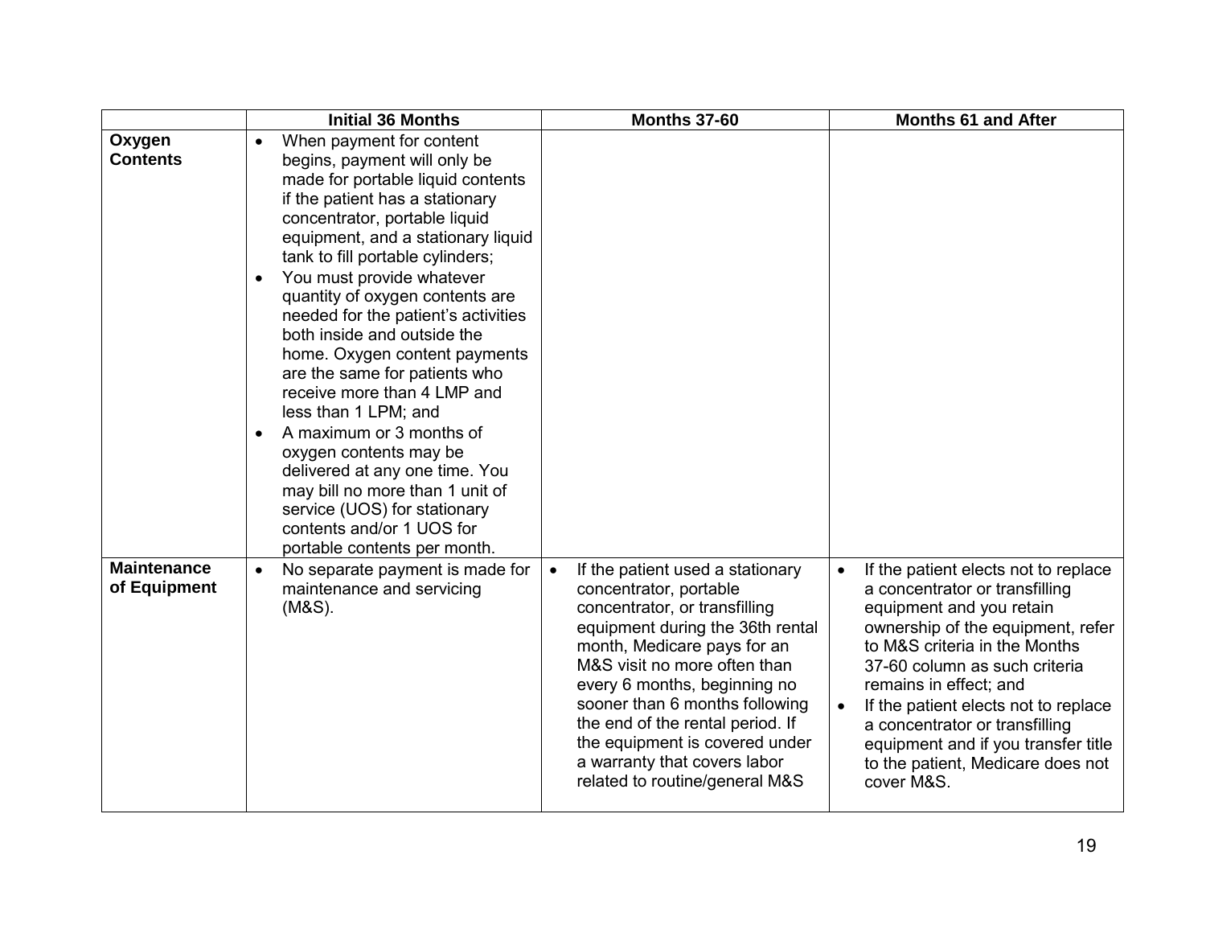| | Initial 36 Months | Months 37-60 | Months 61 and After |
|---|---|---|---|
| **Oxygen Contents** | • When payment for content begins, payment will only be made for portable liquid contents if the patient has a stationary concentrator, portable liquid equipment, and a stationary liquid tank to fill portable cylinders;<br>• You must provide whatever quantity of oxygen contents are needed for the patient's activities both inside and outside the home. Oxygen content payments are the same for patients who receive more than 4 LMP and less than 1 LPM; and<br>• A maximum or 3 months of oxygen contents may be delivered at any one time. You may bill no more than 1 unit of service (UOS) for stationary contents and/or 1 UOS for portable contents per month. | | |
| **Maintenance of Equipment** | • No separate payment is made for maintenance and servicing (M&S). | • If the patient used a stationary concentrator, portable concentrator, or transfilling equipment during the 36th rental month, Medicare pays for an M&S visit no more often than every 6 months, beginning no sooner than 6 months following the end of the rental period. If the equipment is covered under a warranty that covers labor related to routine/general M&S | • If the patient elects not to replace a concentrator or transfilling equipment and you retain ownership of the equipment, refer to M&S criteria in the Months 37-60 column as such criteria remains in effect; and<br>• If the patient elects not to replace a concentrator or transfilling equipment and if you transfer title to the patient, Medicare does not cover M&S. |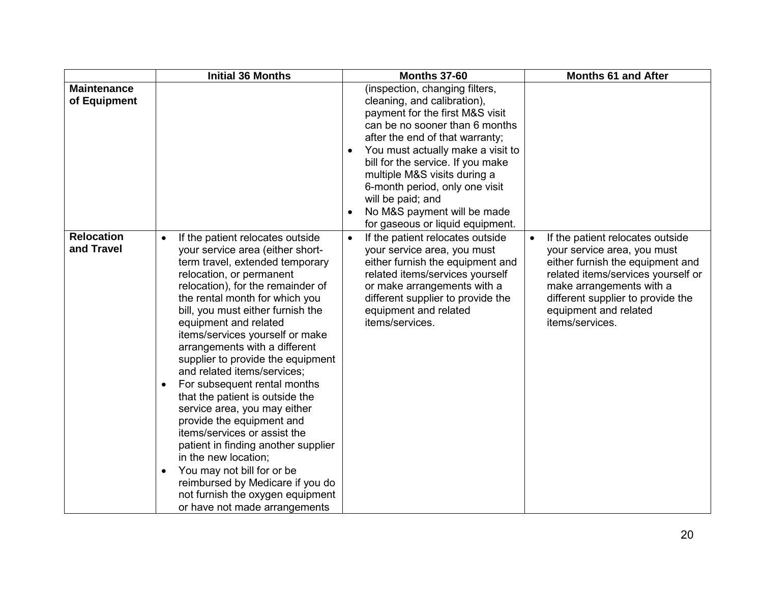| | Initial 36 Months | Months 37-60 | Months 61 and After |
|---|---|---|---|
| **Maintenance of Equipment** | | (inspection, changing filters, cleaning, and calibration), payment for the first M&S visit can be no sooner than 6 months after the end of that warranty;<br>• You must actually make a visit to bill for the service. If you make multiple M&S visits during a 6-month period, only one visit will be paid; and<br>• No M&S payment will be made for gaseous or liquid equipment. | |
| **Relocation and Travel** | • If the patient relocates outside your service area (either short-term travel, extended temporary relocation, or permanent relocation), for the remainder of the rental month for which you bill, you must either furnish the equipment and related items/services yourself or make arrangements with a different supplier to provide the equipment and related items/services;<br>• For subsequent rental months that the patient is outside the service area, you may either provide the equipment and items/services or assist the patient in finding another supplier in the new location;<br>• You may not bill for or be reimbursed by Medicare if you do not furnish the oxygen equipment or have not made arrangements | • If the patient relocates outside your service area, you must either furnish the equipment and related items/services yourself or make arrangements with a different supplier to provide the equipment and related items/services. | • If the patient relocates outside your service area, you must either furnish the equipment and related items/services yourself or make arrangements with a different supplier to provide the equipment and related items/services. |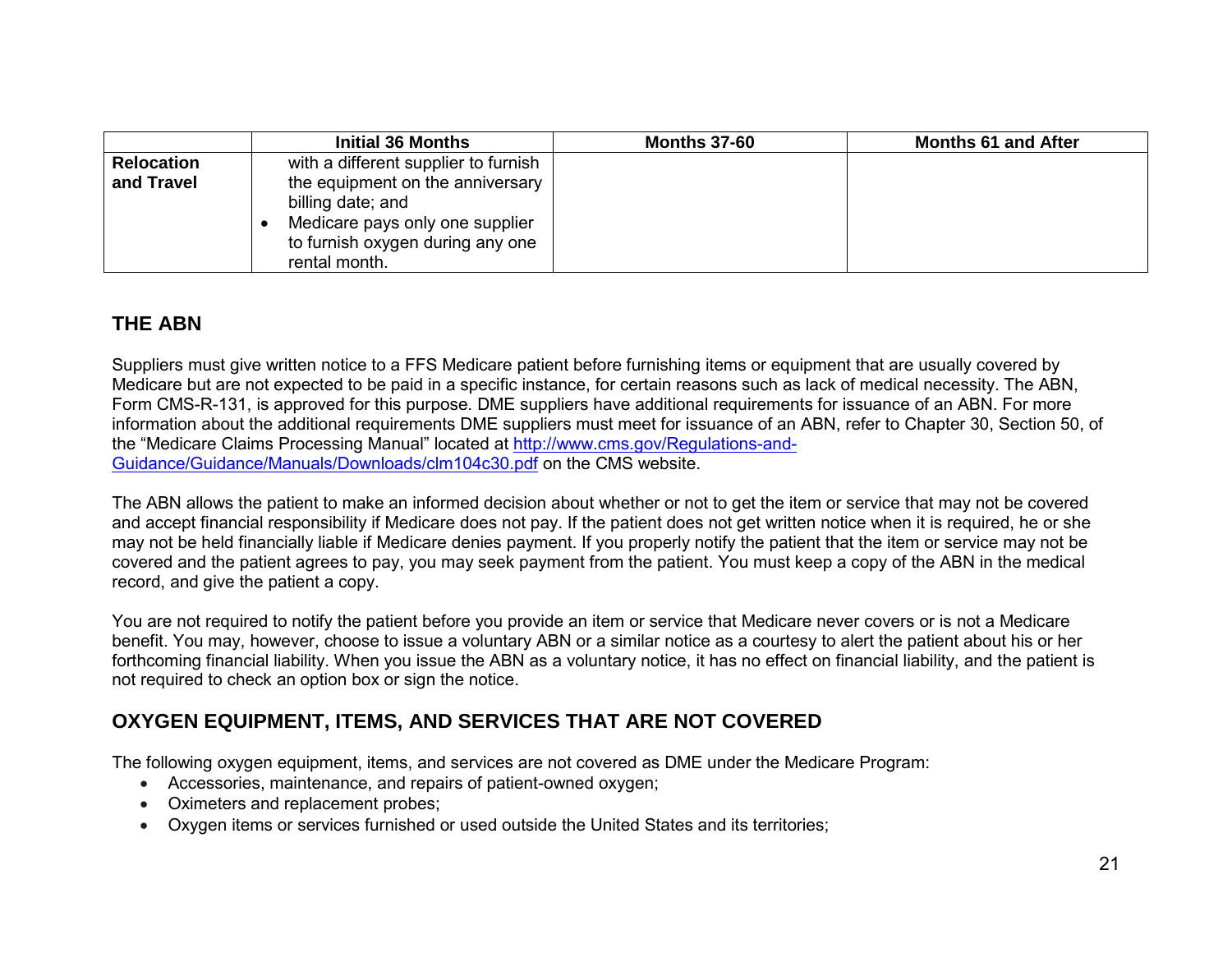| | Initial 36 Months | Months 37-60 | Months 61 and After |
|---|---|---|---|
| **Relocation and Travel** | with a different supplier to furnish the equipment on the anniversary billing date; and<br>• Medicare pays only one supplier to furnish oxygen during any one rental month. | | |

## THE ABN

Suppliers must give written notice to a FFS Medicare patient before furnishing items or equipment that are usually covered by Medicare but are not expected to be paid in a specific instance, for certain reasons such as lack of medical necessity. The ABN, Form CMS-R-131, is approved for this purpose. DME suppliers have additional requirements for issuance of an ABN. For more information about the additional requirements DME suppliers must meet for issuance of an ABN, refer to Chapter 30, Section 50, of the "Medicare Claims Processing Manual" located at [http://www.cms.gov/Regulations-and-Guidance/Guidance/Manuals/Downloads/clm104c30.pdf](http://www.cms.gov/Regulations-and-Guidance/Guidance/Manuals/Downloads/clm104c30.pdf) on the CMS website.

The ABN allows the patient to make an informed decision about whether or not to get the item or service that may not be covered and accept financial responsibility if Medicare does not pay. If the patient does not get written notice when it is required, he or she may not be held financially liable if Medicare denies payment. If you properly notify the patient that the item or service may not be covered and the patient agrees to pay, you may seek payment from the patient. You must keep a copy of the ABN in the medical record, and give the patient a copy.

You are not required to notify the patient before you provide an item or service that Medicare never covers or is not a Medicare benefit. You may, however, choose to issue a voluntary ABN or a similar notice as a courtesy to alert the patient about his or her forthcoming financial liability. When you issue the ABN as a voluntary notice, it has no effect on financial liability, and the patient is not required to check an option box or sign the notice.

## OXYGEN EQUIPMENT, ITEMS, AND SERVICES THAT ARE NOT COVERED

The following oxygen equipment, items, and services are not covered as DME under the Medicare Program:

- Accessories, maintenance, and repairs of patient-owned oxygen;
- Oximeters and replacement probes;
- Oxygen items or services furnished or used outside the United States and its territories;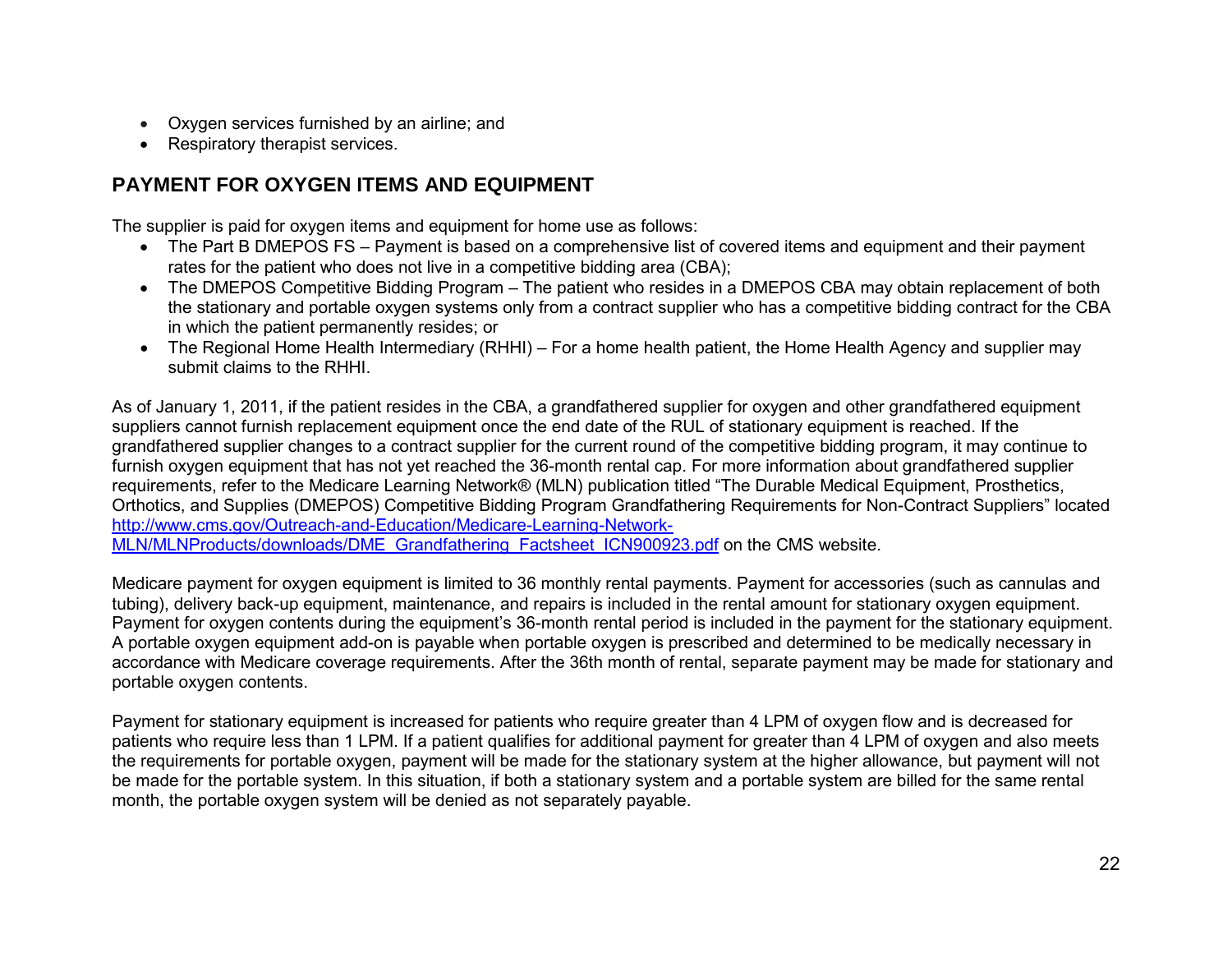- Oxygen services furnished by an airline; and
- Respiratory therapist services.

## PAYMENT FOR OXYGEN ITEMS AND EQUIPMENT

The supplier is paid for oxygen items and equipment for home use as follows:

- The Part B DMEPOS FS – Payment is based on a comprehensive list of covered items and equipment and their payment rates for the patient who does not live in a competitive bidding area (CBA);
- The DMEPOS Competitive Bidding Program – The patient who resides in a DMEPOS CBA may obtain replacement of both the stationary and portable oxygen systems only from a contract supplier who has a competitive bidding contract for the CBA in which the patient permanently resides; or
- The Regional Home Health Intermediary (RHHI) – For a home health patient, the Home Health Agency and supplier may submit claims to the RHHI.

As of January 1, 2011, if the patient resides in the CBA, a grandfathered supplier for oxygen and other grandfathered equipment suppliers cannot furnish replacement equipment once the end date of the RUL of stationary equipment is reached. If the grandfathered supplier changes to a contract supplier for the current round of the competitive bidding program, it may continue to furnish oxygen equipment that has not yet reached the 36-month rental cap. For more information about grandfathered supplier requirements, refer to the Medicare Learning Network® (MLN) publication titled "The Durable Medical Equipment, Prosthetics, Orthotics, and Supplies (DMEPOS) Competitive Bidding Program Grandfathering Requirements for Non-Contract Suppliers" located [http://www.cms.gov/Outreach-and-Education/Medicare-Learning-Network-MLN/MLNProducts/downloads/DME_Grandfathering_Factsheet_ICN900923.pdf](http://www.cms.gov/Outreach-and-Education/Medicare-Learning-Network-MLN/MLNProducts/downloads/DME_Grandfathering_Factsheet_ICN900923.pdf) on the CMS website.

Medicare payment for oxygen equipment is limited to 36 monthly rental payments. Payment for accessories (such as cannulas and tubing), delivery back-up equipment, maintenance, and repairs is included in the rental amount for stationary oxygen equipment. Payment for oxygen contents during the equipment's 36-month rental period is included in the payment for the stationary equipment. A portable oxygen equipment add-on is payable when portable oxygen is prescribed and determined to be medically necessary in accordance with Medicare coverage requirements. After the 36th month of rental, separate payment may be made for stationary and portable oxygen contents.

Payment for stationary equipment is increased for patients who require greater than 4 LPM of oxygen flow and is decreased for patients who require less than 1 LPM. If a patient qualifies for additional payment for greater than 4 LPM of oxygen and also meets the requirements for portable oxygen, payment will be made for the stationary system at the higher allowance, but payment will not be made for the portable system. In this situation, if both a stationary system and a portable system are billed for the same rental month, the portable oxygen system will be denied as not separately payable.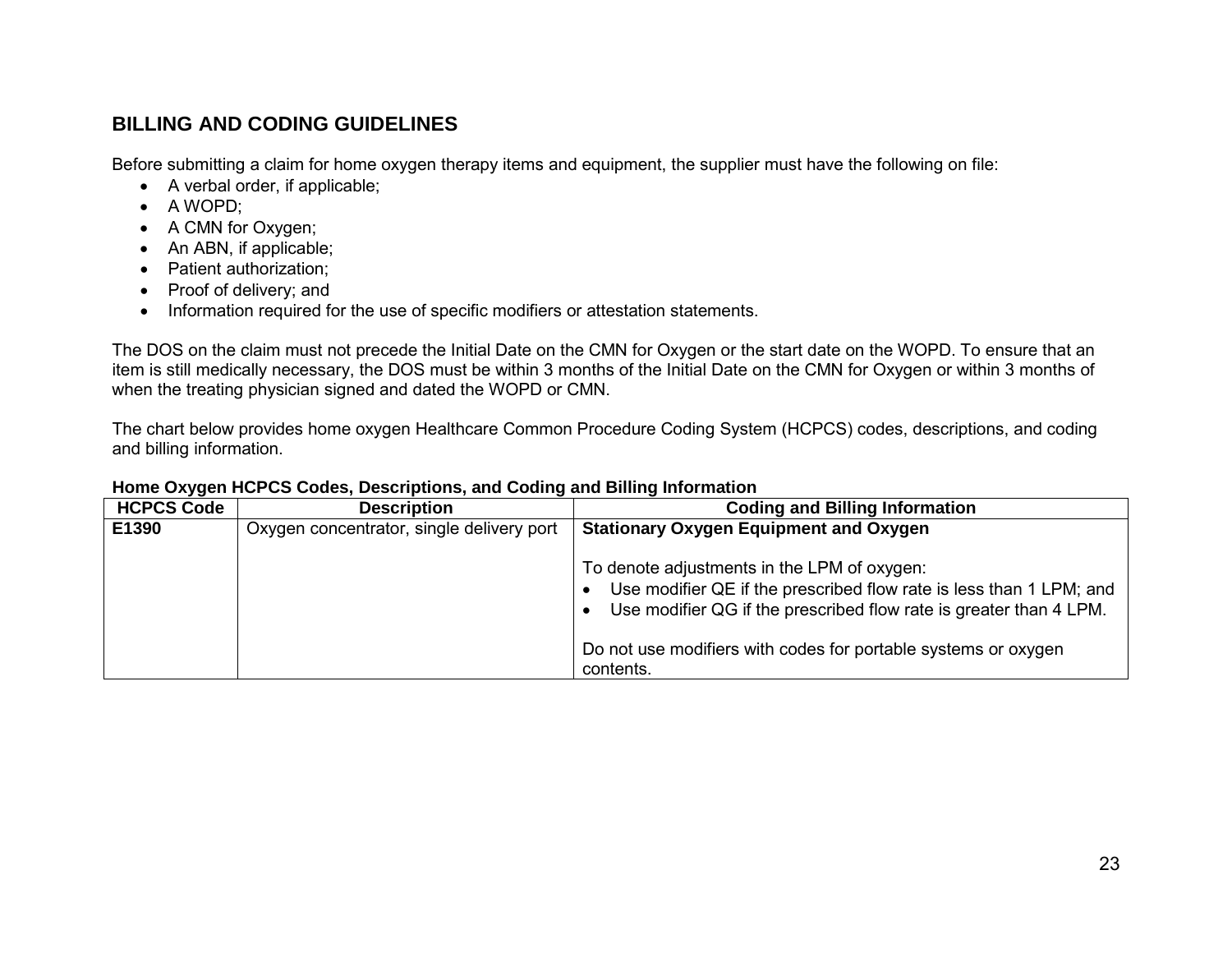## BILLING AND CODING GUIDELINES

Before submitting a claim for home oxygen therapy items and equipment, the supplier must have the following on file:

- A verbal order, if applicable;
- A WOPD;
- A CMN for Oxygen;
- An ABN, if applicable;
- Patient authorization;
- Proof of delivery; and
- Information required for the use of specific modifiers or attestation statements.

The DOS on the claim must not precede the Initial Date on the CMN for Oxygen or the start date on the WOPD. To ensure that an item is still medically necessary, the DOS must be within 3 months of the Initial Date on the CMN for Oxygen or within 3 months of when the treating physician signed and dated the WOPD or CMN.

The chart below provides home oxygen Healthcare Common Procedure Coding System (HCPCS) codes, descriptions, and coding and billing information.

**Home Oxygen HCPCS Codes, Descriptions, and Coding and Billing Information**

| HCPCS Code | Description | Coding and Billing Information |
|---|---|---|
| **E1390** | Oxygen concentrator, single delivery port | **Stationary Oxygen Equipment and Oxygen**<br><br>To denote adjustments in the LPM of oxygen:<br>• Use modifier QE if the prescribed flow rate is less than 1 LPM; and<br>• Use modifier QG if the prescribed flow rate is greater than 4 LPM.<br><br>Do not use modifiers with codes for portable systems or oxygen contents. |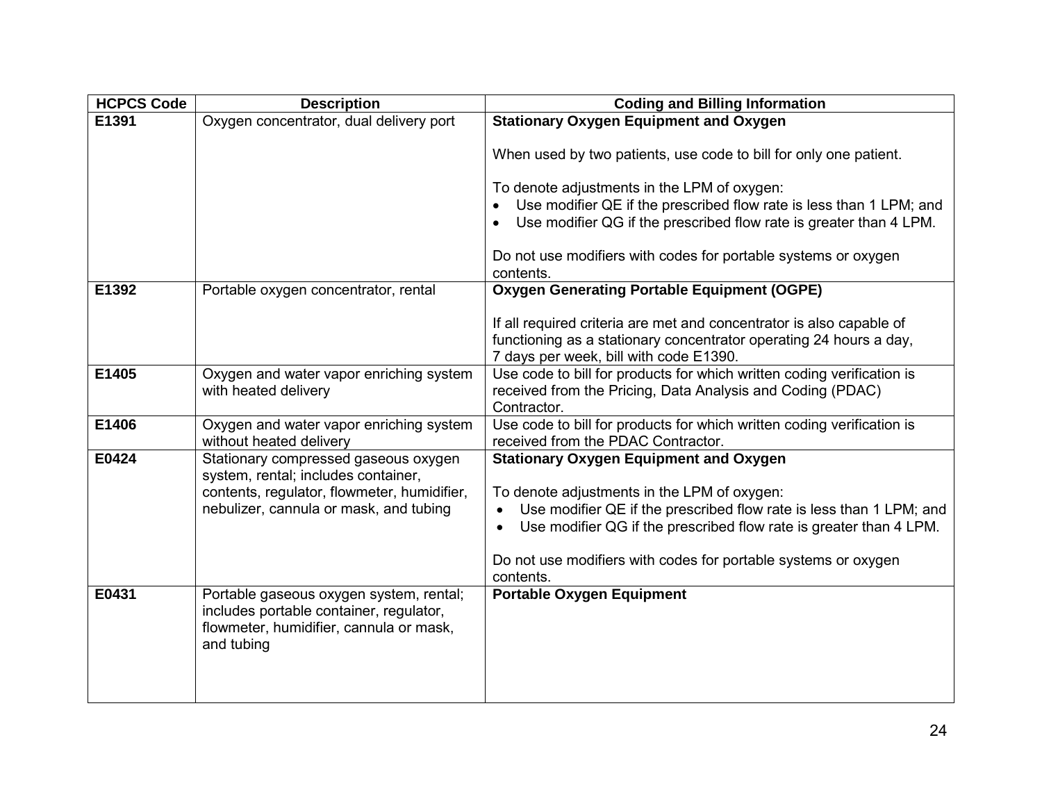| HCPCS Code | Description | Coding and Billing Information |
|---|---|---|
| **E1391** | Oxygen concentrator, dual delivery port | **Stationary Oxygen Equipment and Oxygen**<br><br>When used by two patients, use code to bill for only one patient.<br><br>To denote adjustments in the LPM of oxygen:<br>• Use modifier QE if the prescribed flow rate is less than 1 LPM; and<br>• Use modifier QG if the prescribed flow rate is greater than 4 LPM.<br><br>Do not use modifiers with codes for portable systems or oxygen contents. |
| **E1392** | Portable oxygen concentrator, rental | **Oxygen Generating Portable Equipment (OGPE)**<br><br>If all required criteria are met and concentrator is also capable of functioning as a stationary concentrator operating 24 hours a day, 7 days per week, bill with code E1390. |
| **E1405** | Oxygen and water vapor enriching system with heated delivery | Use code to bill for products for which written coding verification is received from the Pricing, Data Analysis and Coding (PDAC) Contractor. |
| **E1406** | Oxygen and water vapor enriching system without heated delivery | Use code to bill for products for which written coding verification is received from the PDAC Contractor. |
| **E0424** | Stationary compressed gaseous oxygen system, rental; includes container, contents, regulator, flowmeter, humidifier, nebulizer, cannula or mask, and tubing | **Stationary Oxygen Equipment and Oxygen**<br><br>To denote adjustments in the LPM of oxygen:<br>• Use modifier QE if the prescribed flow rate is less than 1 LPM; and<br>• Use modifier QG if the prescribed flow rate is greater than 4 LPM.<br><br>Do not use modifiers with codes for portable systems or oxygen contents. |
| **E0431** | Portable gaseous oxygen system, rental; includes portable container, regulator, flowmeter, humidifier, cannula or mask, and tubing | **Portable Oxygen Equipment** |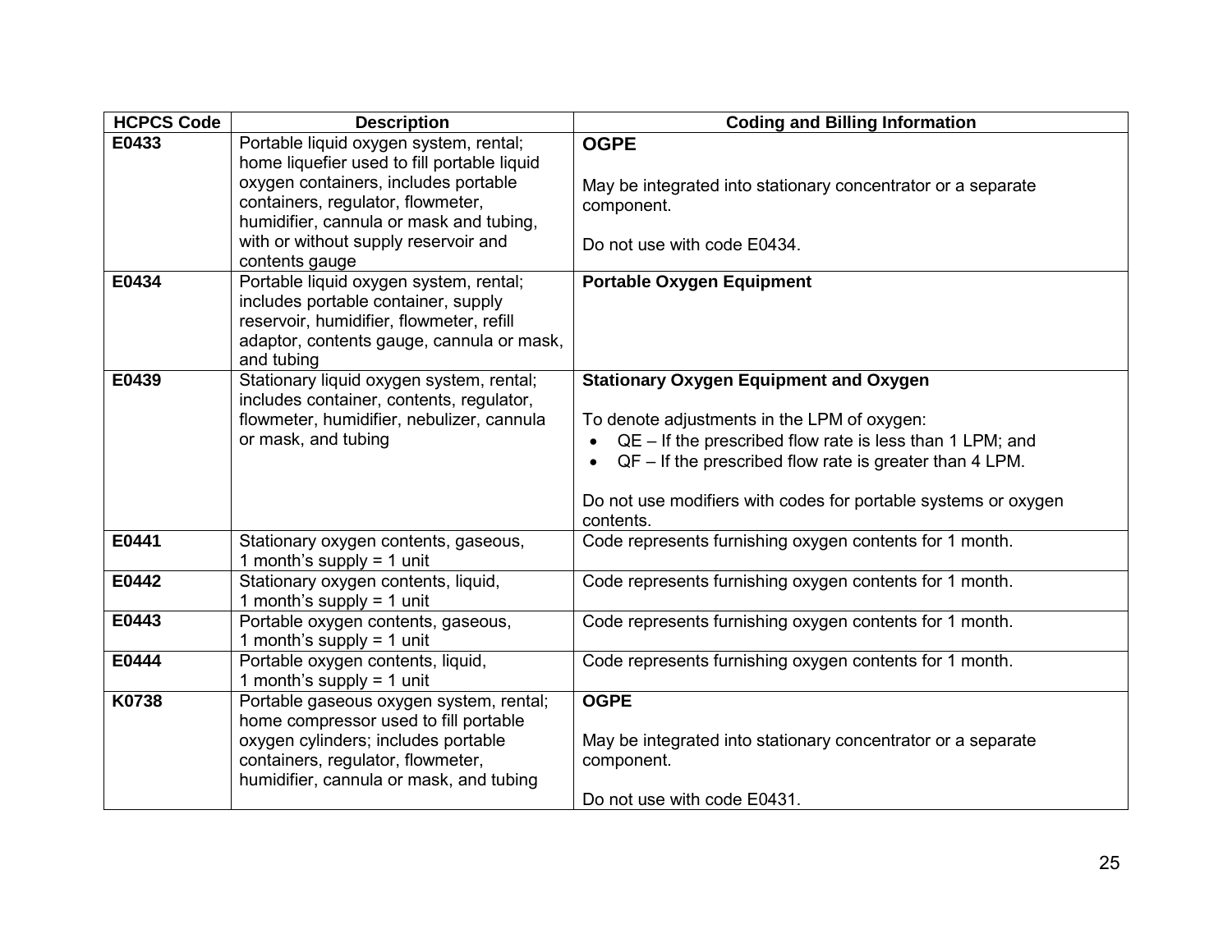| HCPCS Code | Description | Coding and Billing Information |
| --- | --- | --- |
| **E0433** | Portable liquid oxygen system, rental; home liquefier used to fill portable liquid oxygen containers, includes portable containers, regulator, flowmeter, humidifier, cannula or mask and tubing, with or without supply reservoir and contents gauge | **OGPE**<br><br>May be integrated into stationary concentrator or a separate component.<br><br>Do not use with code E0434. |
| **E0434** | Portable liquid oxygen system, rental; includes portable container, supply reservoir, humidifier, flowmeter, refill adaptor, contents gauge, cannula or mask, and tubing | **Portable Oxygen Equipment** |
| **E0439** | Stationary liquid oxygen system, rental; includes container, contents, regulator, flowmeter, humidifier, nebulizer, cannula or mask, and tubing | **Stationary Oxygen Equipment and Oxygen**<br><br>To denote adjustments in the LPM of oxygen:<br>• QE – If the prescribed flow rate is less than 1 LPM; and<br>• QF – If the prescribed flow rate is greater than 4 LPM.<br><br>Do not use modifiers with codes for portable systems or oxygen contents. |
| **E0441** | Stationary oxygen contents, gaseous, 1 month's supply = 1 unit | Code represents furnishing oxygen contents for 1 month. |
| **E0442** | Stationary oxygen contents, liquid, 1 month's supply = 1 unit | Code represents furnishing oxygen contents for 1 month. |
| **E0443** | Portable oxygen contents, gaseous, 1 month's supply = 1 unit | Code represents furnishing oxygen contents for 1 month. |
| **E0444** | Portable oxygen contents, liquid, 1 month's supply = 1 unit | Code represents furnishing oxygen contents for 1 month. |
| **K0738** | Portable gaseous oxygen system, rental; home compressor used to fill portable oxygen cylinders; includes portable containers, regulator, flowmeter, humidifier, cannula or mask, and tubing | **OGPE**<br><br>May be integrated into stationary concentrator or a separate component.<br><br>Do not use with code E0431. |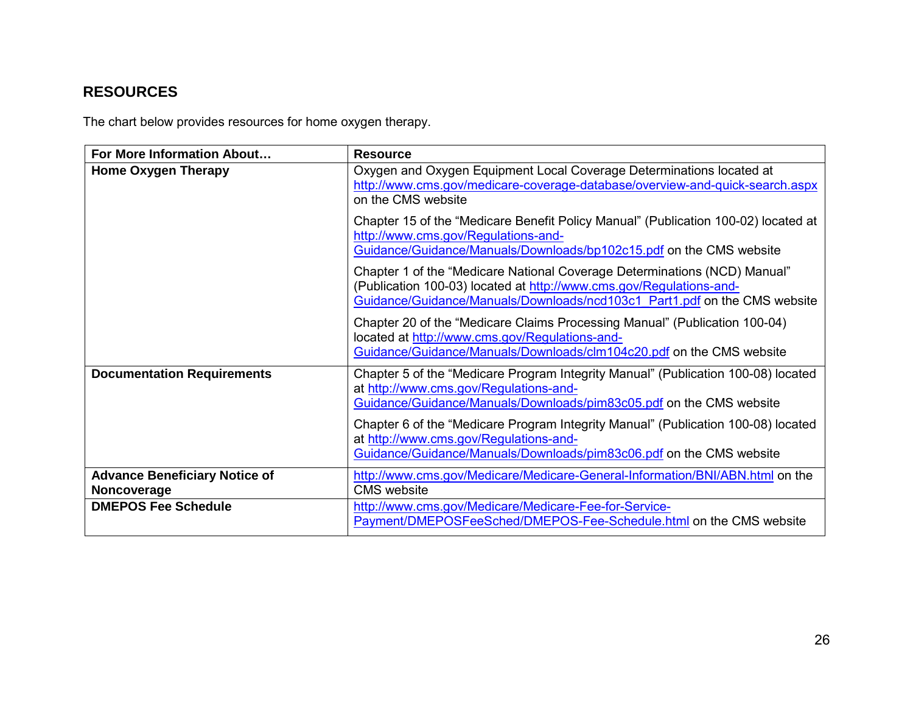## RESOURCES

The chart below provides resources for home oxygen therapy.

| For More Information About… | Resource |
|---|---|
| **Home Oxygen Therapy** | Oxygen and Oxygen Equipment Local Coverage Determinations located at http://www.cms.gov/medicare-coverage-database/overview-and-quick-search.aspx on the CMS website<br><br>Chapter 15 of the "Medicare Benefit Policy Manual" (Publication 100-02) located at http://www.cms.gov/Regulations-and-Guidance/Guidance/Manuals/Downloads/bp102c15.pdf on the CMS website<br><br>Chapter 1 of the "Medicare National Coverage Determinations (NCD) Manual" (Publication 100-03) located at http://www.cms.gov/Regulations-and-Guidance/Guidance/Manuals/Downloads/ncd103c1_Part1.pdf on the CMS website<br><br>Chapter 20 of the "Medicare Claims Processing Manual" (Publication 100-04) located at http://www.cms.gov/Regulations-and-Guidance/Guidance/Manuals/Downloads/clm104c20.pdf on the CMS website |
| **Documentation Requirements** | Chapter 5 of the "Medicare Program Integrity Manual" (Publication 100-08) located at http://www.cms.gov/Regulations-and-Guidance/Guidance/Manuals/Downloads/pim83c05.pdf on the CMS website<br><br>Chapter 6 of the "Medicare Program Integrity Manual" (Publication 100-08) located at http://www.cms.gov/Regulations-and-Guidance/Guidance/Manuals/Downloads/pim83c06.pdf on the CMS website |
| **Advance Beneficiary Notice of Noncoverage** | http://www.cms.gov/Medicare/Medicare-General-Information/BNI/ABN.html on the CMS website |
| **DMEPOS Fee Schedule** | http://www.cms.gov/Medicare/Medicare-Fee-for-Service-Payment/DMEPOSFeeSched/DMEPOS-Fee-Schedule.html on the CMS website |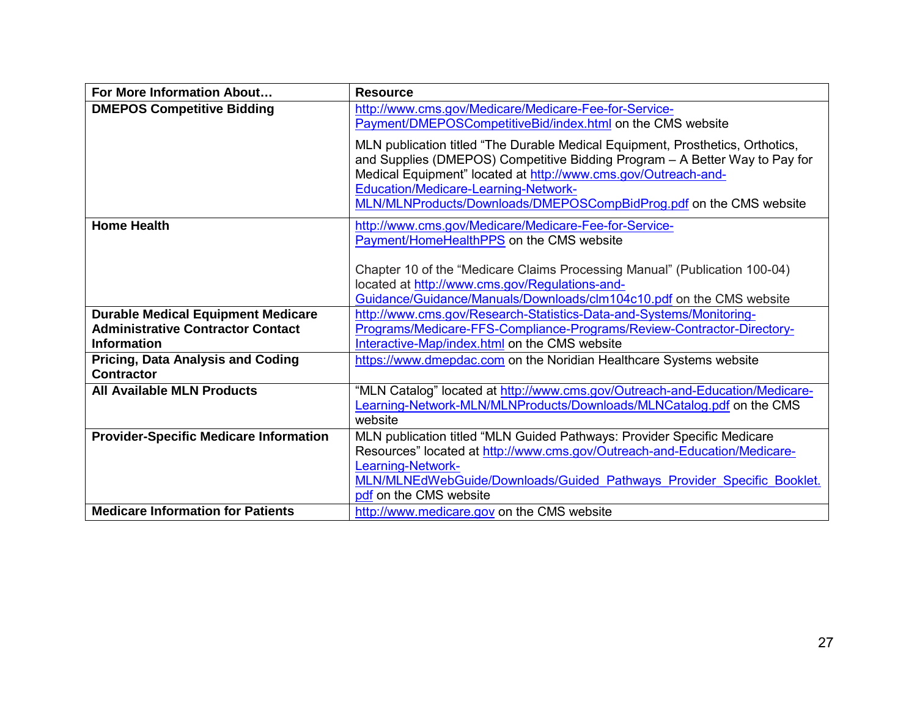| For More Information About… | Resource |
| --- | --- |
| **DMEPOS Competitive Bidding** | http://www.cms.gov/Medicare/Medicare-Fee-for-Service-Payment/DMEPOSCompetitiveBid/index.html on the CMS website<br><br>MLN publication titled "The Durable Medical Equipment, Prosthetics, Orthotics, and Supplies (DMEPOS) Competitive Bidding Program – A Better Way to Pay for Medical Equipment" located at http://www.cms.gov/Outreach-and-Education/Medicare-Learning-Network-MLN/MLNProducts/Downloads/DMEPOSCompBidProg.pdf on the CMS website |
| **Home Health** | http://www.cms.gov/Medicare/Medicare-Fee-for-Service-Payment/HomeHealthPPS on the CMS website<br><br>Chapter 10 of the "Medicare Claims Processing Manual" (Publication 100-04) located at http://www.cms.gov/Regulations-and-Guidance/Guidance/Manuals/Downloads/clm104c10.pdf on the CMS website |
| **Durable Medical Equipment Medicare Administrative Contractor Contact Information** | http://www.cms.gov/Research-Statistics-Data-and-Systems/Monitoring-Programs/Medicare-FFS-Compliance-Programs/Review-Contractor-Directory-Interactive-Map/index.html on the CMS website |
| **Pricing, Data Analysis and Coding Contractor** | https://www.dmepdac.com on the Noridian Healthcare Systems website |
| **All Available MLN Products** | "MLN Catalog" located at http://www.cms.gov/Outreach-and-Education/Medicare-Learning-Network-MLN/MLNProducts/Downloads/MLNCatalog.pdf on the CMS website |
| **Provider-Specific Medicare Information** | MLN publication titled "MLN Guided Pathways: Provider Specific Medicare Resources" located at http://www.cms.gov/Outreach-and-Education/Medicare-Learning-Network-MLN/MLNEdWebGuide/Downloads/Guided_Pathways_Provider_Specific_Booklet.pdf on the CMS website |
| **Medicare Information for Patients** | http://www.medicare.gov on the CMS website |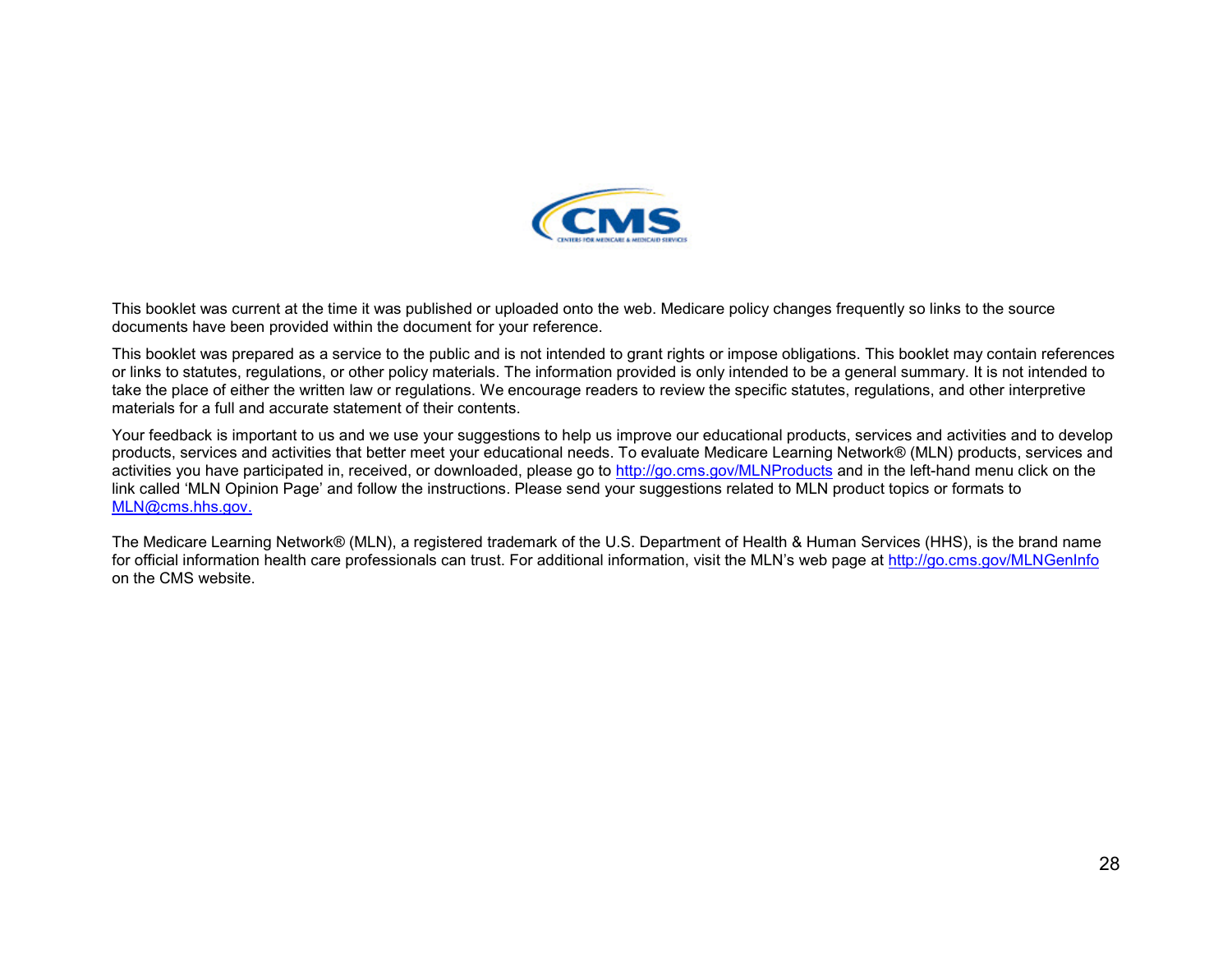This booklet was current at the time it was published or uploaded onto the web. Medicare policy changes frequently so links to the source documents have been provided within the document for your reference.

This booklet was prepared as a service to the public and is not intended to grant rights or impose obligations. This booklet may contain references or links to statutes, regulations, or other policy materials. The information provided is only intended to be a general summary. It is not intended to take the place of either the written law or regulations. We encourage readers to review the specific statutes, regulations, and other interpretive materials for a full and accurate statement of their contents.

Your feedback is important to us and we use your suggestions to help us improve our educational products, services and activities and to develop products, services and activities that better meet your educational needs. To evaluate Medicare Learning Network® (MLN) products, services and activities you have participated in, received, or downloaded, please go to http://go.cms.gov/MLNProducts and in the left-hand menu click on the link called 'MLN Opinion Page' and follow the instructions. Please send your suggestions related to MLN product topics or formats to MLN@cms.hhs.gov.

The Medicare Learning Network® (MLN), a registered trademark of the U.S. Department of Health & Human Services (HHS), is the brand name for official information health care professionals can trust. For additional information, visit the MLN's web page at http://go.cms.gov/MLNGenInfo on the CMS website.